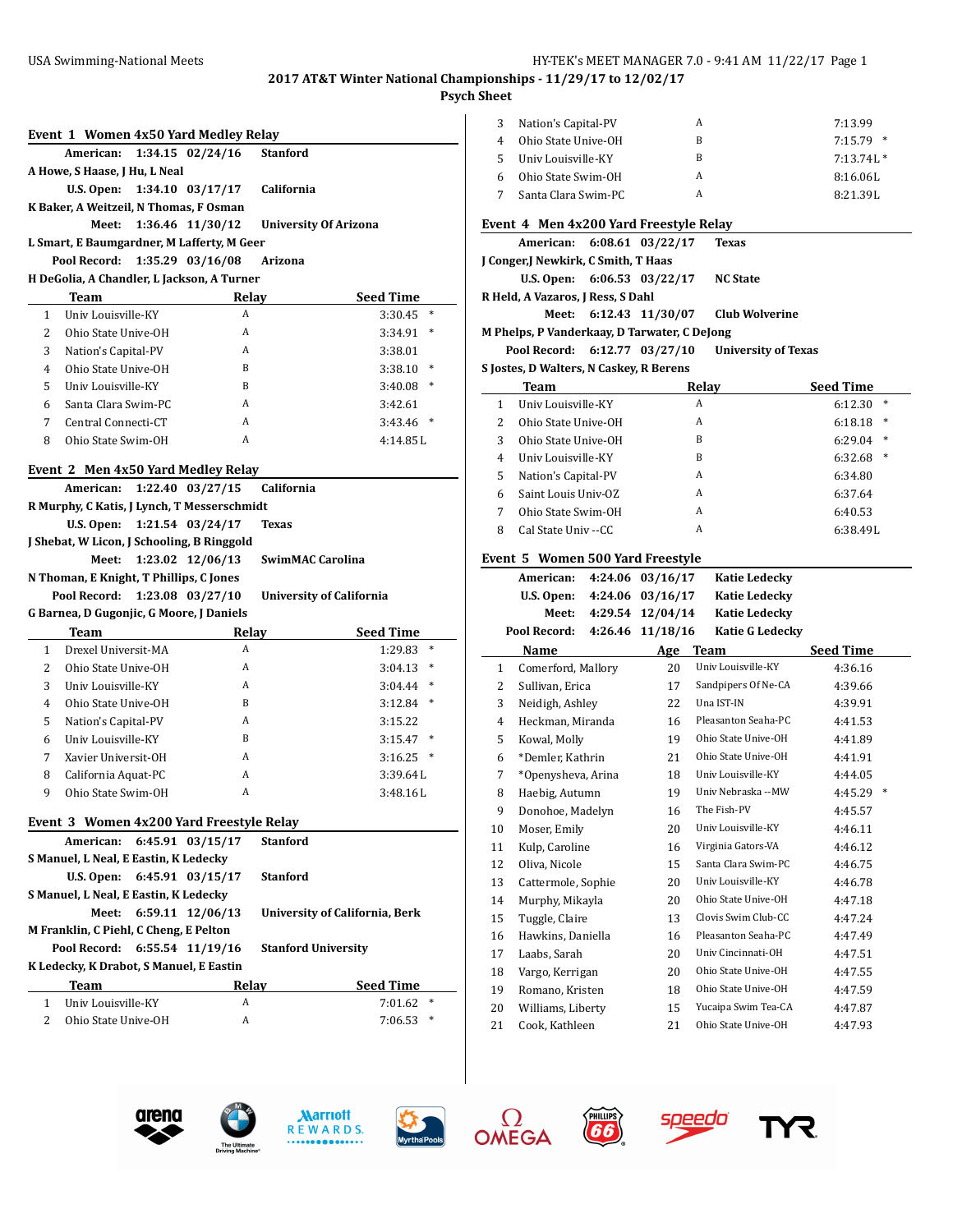# 2017 AT&T Winter National Championships - 11/29/17 to 12/02/17

## Psych Sheet

### Event 1 Women 4x50 Yard Medley Relay

**American:** 1:34.15 02/24/16 Stanford
A Howe, S Haase, J Hu, L Neal

**U.S. Open:** 1:34.10 03/17/17 California
K Baker, A Weitzeil, N Thomas, F Osman

**Meet:** 1:36.46 11/30/12 University Of Arizona
L Smart, E Baumgardner, M Lafferty, M Geer

**Pool Record:** 1:35.29 03/16/08 Arizona
H DeGolia, A Chandler, L Jackson, A Turner

| | Team | Relay | Seed Time |
|---|---|---|---|
| 1 | Univ Louisville-KY | A | 3:30.45 * |
| 2 | Ohio State Unive-OH | A | 3:34.91 * |
| 3 | Nation's Capital-PV | A | 3:38.01 |
| 4 | Ohio State Unive-OH | B | 3:38.10 * |
| 5 | Univ Louisville-KY | B | 3:40.08 * |
| 6 | Santa Clara Swim-PC | A | 3:42.61 |
| 7 | Central Connecti-CT | A | 3:43.46 * |
| 8 | Ohio State Swim-OH | A | 4:14.85 L |

### Event 2 Men 4x50 Yard Medley Relay

**American:** 1:22.40 03/27/15 California
R Murphy, C Katis, J Lynch, T Messerschmidt

**U.S. Open:** 1:21.54 03/24/17 Texas
J Shebat, W Licon, J Schooling, B Ringgold

**Meet:** 1:23.02 12/06/13 SwimMAC Carolina
N Thoman, E Knight, T Phillips, C Jones

**Pool Record:** 1:23.08 03/27/10 University of California
G Barnea, D Gugonjic, G Moore, J Daniels

| | Team | Relay | Seed Time |
|---|---|---|---|
| 1 | Drexel Universit-MA | A | 1:29.83 * |
| 2 | Ohio State Unive-OH | A | 3:04.13 * |
| 3 | Univ Louisville-KY | A | 3:04.44 * |
| 4 | Ohio State Unive-OH | B | 3:12.84 * |
| 5 | Nation's Capital-PV | A | 3:15.22 |
| 6 | Univ Louisville-KY | B | 3:15.47 * |
| 7 | Xavier Universit-OH | A | 3:16.25 * |
| 8 | California Aquat-PC | A | 3:39.64 L |
| 9 | Ohio State Swim-OH | A | 3:48.16 L |

### Event 3 Women 4x200 Yard Freestyle Relay

**American:** 6:45.91 03/15/17 Stanford
S Manuel, L Neal, E Eastin, K Ledecky

**U.S. Open:** 6:45.91 03/15/17 Stanford
S Manuel, L Neal, E Eastin, K Ledecky

**Meet:** 6:59.11 12/06/13 University of California, Berk
M Franklin, C Piehl, C Cheng, E Pelton

**Pool Record:** 6:55.54 11/19/16 Stanford University
K Ledecky, K Drabot, S Manuel, E Eastin

| | Team | Relay | Seed Time |
|---|---|---|---|
| 1 | Univ Louisville-KY | A | 7:01.62 * |
| 2 | Ohio State Unive-OH | A | 7:06.53 * |
| 3 | Nation's Capital-PV | A | 7:13.99 |
| 4 | Ohio State Unive-OH | B | 7:15.79 * |
| 5 | Univ Louisville-KY | B | 7:13.74 L * |
| 6 | Ohio State Swim-OH | A | 8:16.06 L |
| 7 | Santa Clara Swim-PC | A | 8:21.39 L |

### Event 4 Men 4x200 Yard Freestyle Relay

**American:** 6:08.61 03/22/17 Texas
J Conger, J Newkirk, C Smith, T Haas

**U.S. Open:** 6:06.53 03/22/17 NC State
R Held, A Vazaros, J Ress, S Dahl

**Meet:** 6:12.43 11/30/07 Club Wolverine
M Phelps, P Vanderkaay, D Tarwater, C DeJong

**Pool Record:** 6:12.77 03/27/10 University of Texas
S Jostes, D Walters, N Caskey, R Berens

| | Team | Relay | Seed Time |
|---|---|---|---|
| 1 | Univ Louisville-KY | A | 6:12.30 * |
| 2 | Ohio State Unive-OH | A | 6:18.18 * |
| 3 | Ohio State Unive-OH | B | 6:29.04 * |
| 4 | Univ Louisville-KY | B | 6:32.68 * |
| 5 | Nation's Capital-PV | A | 6:34.80 |
| 6 | Saint Louis Univ-OZ | A | 6:37.64 |
| 7 | Ohio State Swim-OH | A | 6:40.53 |
| 8 | Cal State Univ --CC | A | 6:38.49 L |

### Event 5 Women 500 Yard Freestyle

**American:** 4:24.06 03/16/17 Katie Ledecky

**U.S. Open:** 4:24.06 03/16/17 Katie Ledecky

**Meet:** 4:29.54 12/04/14 Katie Ledecky

**Pool Record:** 4:26.46 11/18/16 Katie G Ledecky

| | Name | Age | Team | Seed Time |
|---|---|---|---|---|
| 1 | Comerford, Mallory | 20 | Univ Louisville-KY | 4:36.16 |
| 2 | Sullivan, Erica | 17 | Sandpipers Of Ne-CA | 4:39.66 |
| 3 | Neidigh, Ashley | 22 | Una IST-IN | 4:39.91 |
| 4 | Heckman, Miranda | 16 | Pleasanton Seaha-PC | 4:41.53 |
| 5 | Kowal, Molly | 19 | Ohio State Unive-OH | 4:41.89 |
| 6 | *Demler, Kathrin | 21 | Ohio State Unive-OH | 4:41.91 |
| 7 | *Openysheva, Arina | 18 | Univ Louisville-KY | 4:44.05 |
| 8 | Haebig, Autumn | 19 | Univ Nebraska --MW | 4:45.29 * |
| 9 | Donohoe, Madelyn | 16 | The Fish-PV | 4:45.57 |
| 10 | Moser, Emily | 20 | Univ Louisville-KY | 4:46.11 |
| 11 | Kulp, Caroline | 16 | Virginia Gators-VA | 4:46.12 |
| 12 | Oliva, Nicole | 15 | Santa Clara Swim-PC | 4:46.75 |
| 13 | Cattermole, Sophie | 20 | Univ Louisville-KY | 4:46.78 |
| 14 | Murphy, Mikayla | 20 | Ohio State Unive-OH | 4:47.18 |
| 15 | Tuggle, Claire | 13 | Clovis Swim Club-CC | 4:47.24 |
| 16 | Hawkins, Daniella | 16 | Pleasanton Seaha-PC | 4:47.49 |
| 17 | Laabs, Sarah | 20 | Univ Cincinnati-OH | 4:47.51 |
| 18 | Vargo, Kerrigan | 20 | Ohio State Unive-OH | 4:47.55 |
| 19 | Romano, Kristen | 18 | Ohio State Unive-OH | 4:47.59 |
| 20 | Williams, Liberty | 15 | Yucaipa Swim Tea-CA | 4:47.87 |
| 21 | Cook, Kathleen | 21 | Ohio State Unive-OH | 4:47.93 |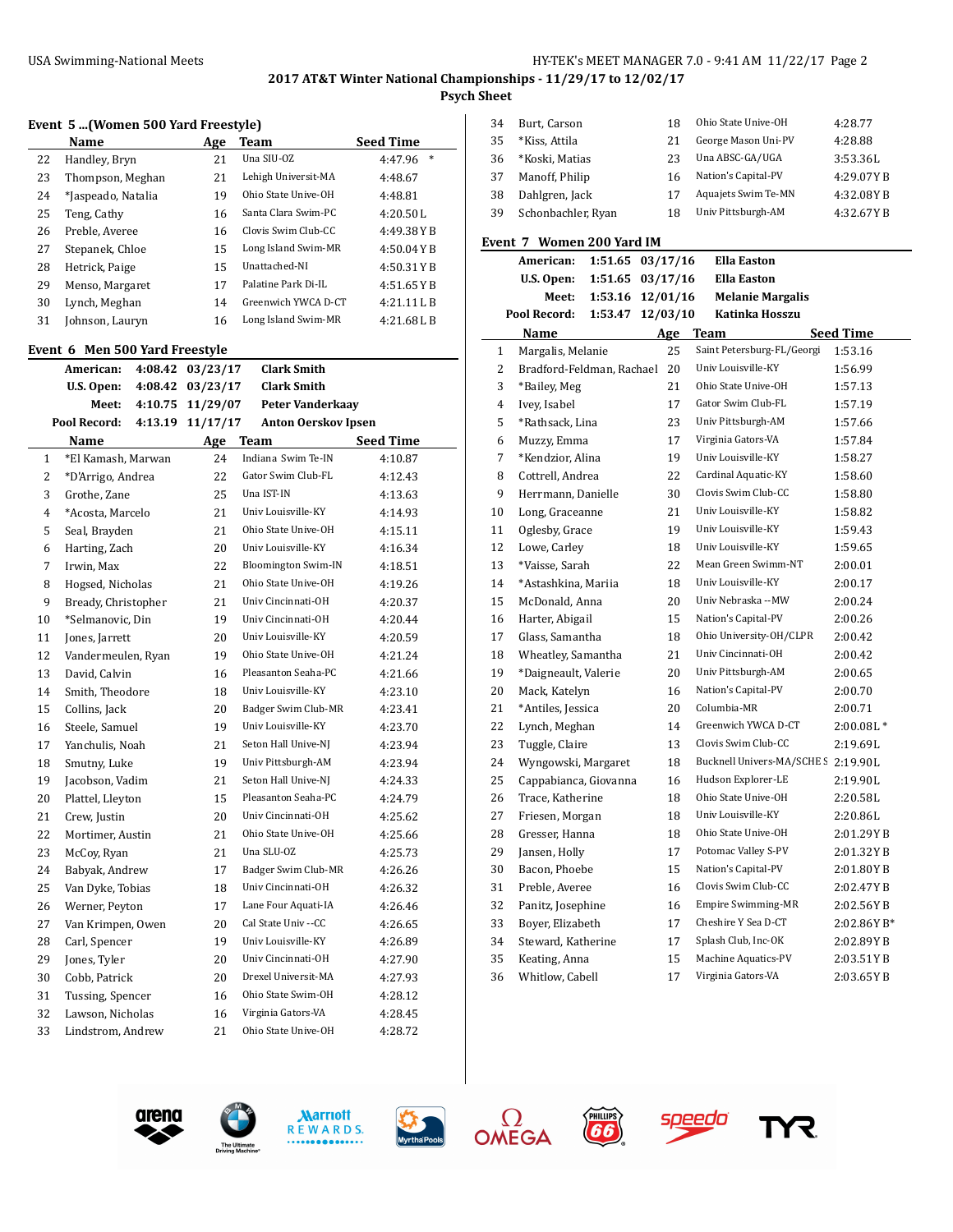## Event 5 ...(Women 500 Yard Freestyle)

| | Name | Age | Team | Seed Time |
|---|---|---|---|---|
| 22 | Handley, Bryn | 21 | Una SIU-OZ | 4:47.96 * |
| 23 | Thompson, Meghan | 21 | Lehigh Universit-MA | 4:48.67 |
| 24 | *Jaspeado, Natalia | 19 | Ohio State Unive-OH | 4:48.81 |
| 25 | Teng, Cathy | 16 | Santa Clara Swim-PC | 4:20.50 L |
| 26 | Preble, Averee | 16 | Clovis Swim Club-CC | 4:49.38 Y B |
| 27 | Stepanek, Chloe | 15 | Long Island Swim-MR | 4:50.04 Y B |
| 28 | Hetrick, Paige | 15 | Unattached-NI | 4:50.31 Y B |
| 29 | Menso, Margaret | 17 | Palatine Park Di-IL | 4:51.65 Y B |
| 30 | Lynch, Meghan | 14 | Greenwich YWCA D-CT | 4:21.11 L B |
| 31 | Johnson, Lauryn | 16 | Long Island Swim-MR | 4:21.68 L B |

## Event 6 Men 500 Yard Freestyle

| | | | |
|---|---|---|---|
| American: | 4:08.42 | 03/23/17 | Clark Smith |
| U.S. Open: | 4:08.42 | 03/23/17 | Clark Smith |
| Meet: | 4:10.75 | 11/29/07 | Peter Vanderkaay |
| Pool Record: | 4:13.19 | 11/17/17 | Anton Oerskov Ipsen |

| | Name | Age | Team | Seed Time |
|---|---|---|---|---|
| 1 | *El Kamash, Marwan | 24 | Indiana Swim Te-IN | 4:10.87 |
| 2 | *D'Arrigo, Andrea | 22 | Gator Swim Club-FL | 4:12.43 |
| 3 | Grothe, Zane | 25 | Una IST-IN | 4:13.63 |
| 4 | *Acosta, Marcelo | 21 | Univ Louisville-KY | 4:14.93 |
| 5 | Seal, Brayden | 21 | Ohio State Unive-OH | 4:15.11 |
| 6 | Harting, Zach | 20 | Univ Louisville-KY | 4:16.34 |
| 7 | Irwin, Max | 22 | Bloomington Swim-IN | 4:18.51 |
| 8 | Hogsed, Nicholas | 21 | Ohio State Unive-OH | 4:19.26 |
| 9 | Bready, Christopher | 21 | Univ Cincinnati-OH | 4:20.37 |
| 10 | *Selmanovic, Din | 19 | Univ Cincinnati-OH | 4:20.44 |
| 11 | Jones, Jarrett | 20 | Univ Louisville-KY | 4:20.59 |
| 12 | Vandermeulen, Ryan | 19 | Ohio State Unive-OH | 4:21.24 |
| 13 | David, Calvin | 16 | Pleasanton Seaha-PC | 4:21.66 |
| 14 | Smith, Theodore | 18 | Univ Louisville-KY | 4:23.10 |
| 15 | Collins, Jack | 20 | Badger Swim Club-MR | 4:23.41 |
| 16 | Steele, Samuel | 19 | Univ Louisville-KY | 4:23.70 |
| 17 | Yanchulis, Noah | 21 | Seton Hall Unive-NJ | 4:23.94 |
| 18 | Smutny, Luke | 19 | Univ Pittsburgh-AM | 4:23.94 |
| 19 | Jacobson, Vadim | 21 | Seton Hall Unive-NJ | 4:24.33 |
| 20 | Plattel, Lleyton | 15 | Pleasanton Seaha-PC | 4:24.79 |
| 21 | Crew, Justin | 20 | Univ Cincinnati-OH | 4:25.62 |
| 22 | Mortimer, Austin | 21 | Ohio State Unive-OH | 4:25.66 |
| 23 | McCoy, Ryan | 21 | Una SLU-OZ | 4:25.73 |
| 24 | Babyak, Andrew | 17 | Badger Swim Club-MR | 4:26.26 |
| 25 | Van Dyke, Tobias | 18 | Univ Cincinnati-OH | 4:26.32 |
| 26 | Werner, Peyton | 17 | Lane Four Aquati-IA | 4:26.46 |
| 27 | Van Krimpen, Owen | 20 | Cal State Univ --CC | 4:26.65 |
| 28 | Carl, Spencer | 19 | Univ Louisville-KY | 4:26.89 |
| 29 | Jones, Tyler | 20 | Univ Cincinnati-OH | 4:27.90 |
| 30 | Cobb, Patrick | 20 | Drexel Universit-MA | 4:27.93 |
| 31 | Tussing, Spencer | 16 | Ohio State Unive-OH | 4:28.12 |
| 32 | Lawson, Nicholas | 16 | Virginia Gators-VA | 4:28.45 |
| 33 | Lindstrom, Andrew | 21 | Ohio State Unive-OH | 4:28.72 |
| 34 | Burt, Carson | 18 | Ohio State Unive-OH | 4:28.77 |
| 35 | *Kiss, Attila | 21 | George Mason Uni-PV | 4:28.88 |
| 36 | *Koski, Matias | 23 | Una ABSC-GA/UGA | 3:53.36L |
| 37 | Manoff, Philip | 16 | Nation's Capital-PV | 4:29.07 Y B |
| 38 | Dahlgren, Jack | 17 | Aquajets Swim Te-MN | 4:32.08 Y B |
| 39 | Schonbachler, Ryan | 18 | Univ Pittsburgh-AM | 4:32.67 Y B |

## Event 7 Women 200 Yard IM

| | | | |
|---|---|---|---|
| American: | 1:51.65 | 03/17/16 | Ella Easton |
| U.S. Open: | 1:51.65 | 03/17/16 | Ella Easton |
| Meet: | 1:53.16 | 12/01/16 | Melanie Margalis |
| Pool Record: | 1:53.47 | 12/03/10 | Katinka Hosszu |

| | Name | Age | Team | Seed Time |
|---|---|---|---|---|
| 1 | Margalis, Melanie | 25 | Saint Petersburg-FL/Georgi | 1:53.16 |
| 2 | Bradford-Feldman, Rachael | 20 | Univ Louisville-KY | 1:56.99 |
| 3 | *Bailey, Meg | 21 | Ohio State Unive-OH | 1:57.13 |
| 4 | Ivey, Isabel | 17 | Gator Swim Club-FL | 1:57.19 |
| 5 | *Rathsack, Lina | 23 | Univ Pittsburgh-AM | 1:57.66 |
| 6 | Muzzy, Emma | 17 | Virginia Gators-VA | 1:57.84 |
| 7 | *Kendzior, Alina | 19 | Univ Louisville-KY | 1:58.27 |
| 8 | Cottrell, Andrea | 22 | Cardinal Aquatic-KY | 1:58.60 |
| 9 | Herrmann, Danielle | 30 | Clovis Swim Club-CC | 1:58.80 |
| 10 | Long, Graceanne | 21 | Univ Louisville-KY | 1:58.82 |
| 11 | Oglesby, Grace | 19 | Univ Louisville-KY | 1:59.43 |
| 12 | Lowe, Carley | 18 | Univ Louisville-KY | 1:59.65 |
| 13 | *Vaisse, Sarah | 22 | Mean Green Swimm-NT | 2:00.01 |
| 14 | *Astashkina, Mariia | 18 | Univ Louisville-KY | 2:00.17 |
| 15 | McDonald, Anna | 20 | Univ Nebraska --MW | 2:00.24 |
| 16 | Harter, Abigail | 15 | Nation's Capital-PV | 2:00.26 |
| 17 | Glass, Samantha | 18 | Ohio University-OH/CLPR | 2:00.42 |
| 18 | Wheatley, Samantha | 21 | Univ Cincinnati-OH | 2:00.42 |
| 19 | *Daigneault, Valerie | 20 | Univ Pittsburgh-AM | 2:00.65 |
| 20 | Mack, Katelyn | 16 | Nation's Capital-PV | 2:00.70 |
| 21 | *Antiles, Jessica | 20 | Columbia-MR | 2:00.71 |
| 22 | Lynch, Meghan | 14 | Greenwich YWCA D-CT | 2:00.08L * |
| 23 | Tuggle, Claire | 13 | Clovis Swim Club-CC | 2:19.69L |
| 24 | Wyngowski, Margaret | 18 | Bucknell Univers-MA/SCHE S | 2:19.90L |
| 25 | Cappabianca, Giovanna | 16 | Hudson Explorer-LE | 2:19.90L |
| 26 | Trace, Katherine | 18 | Ohio State Unive-OH | 2:20.58L |
| 27 | Friesen, Morgan | 18 | Univ Louisville-KY | 2:20.86L |
| 28 | Gresser, Hanna | 18 | Ohio State Unive-OH | 2:01.29 Y B |
| 29 | Jansen, Holly | 17 | Potomac Valley S-PV | 2:01.32 Y B |
| 30 | Bacon, Phoebe | 15 | Nation's Capital-PV | 2:01.80 Y B |
| 31 | Preble, Averee | 16 | Clovis Swim Club-CC | 2:02.47 Y B |
| 32 | Panitz, Josephine | 16 | Empire Swimming-MR | 2:02.56 Y B |
| 33 | Boyer, Elizabeth | 17 | Cheshire Y Sea D-CT | 2:02.86 Y B* |
| 34 | Steward, Katherine | 17 | Splash Club, Inc-OK | 2:02.89 Y B |
| 35 | Keating, Anna | 15 | Machine Aquatics-PV | 2:03.51 Y B |
| 36 | Whitlow, Cabell | 17 | Virginia Gators-VA | 2:03.65 Y B |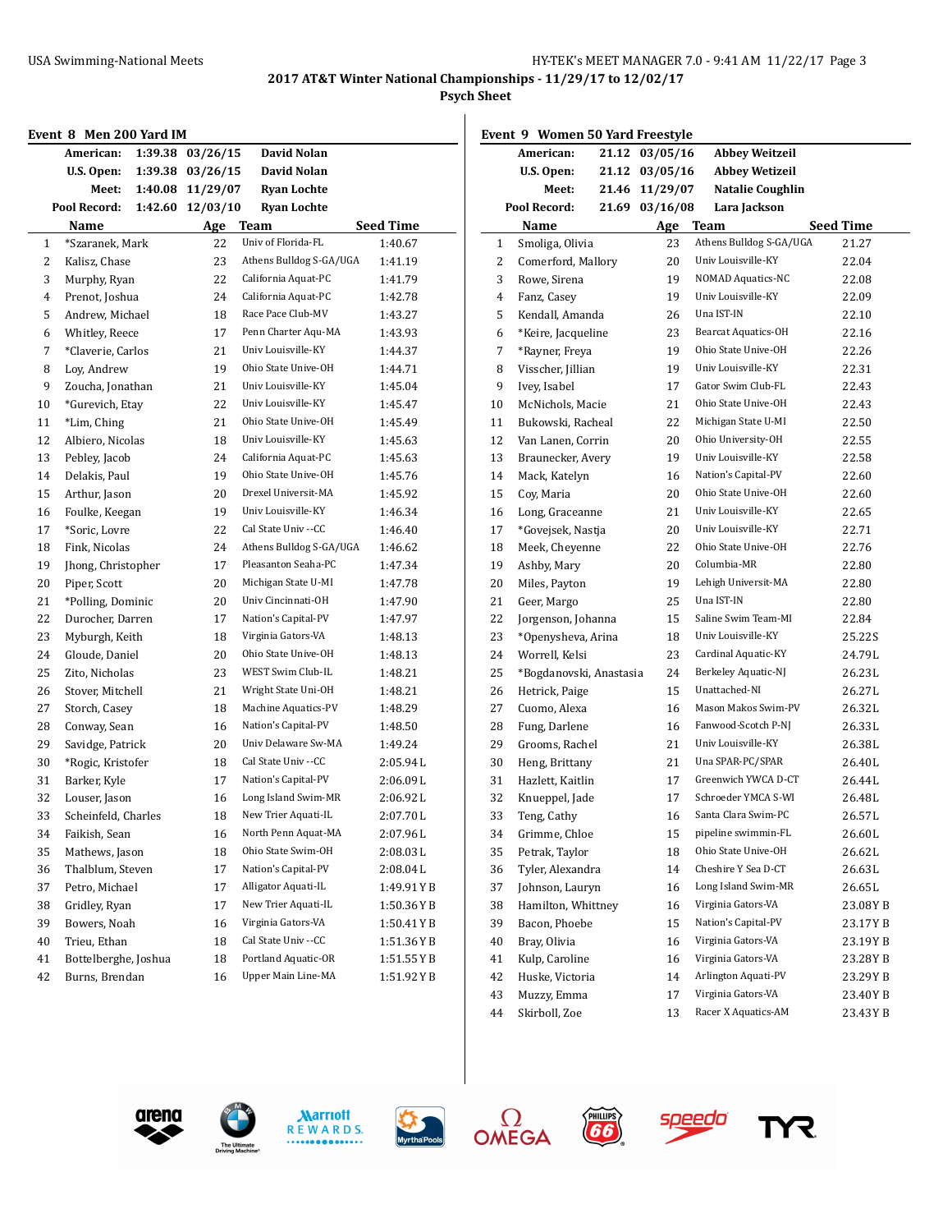2017 AT&T Winter National Championships - 11/29/17 to 12/02/17

Psych Sheet

## Event 8 Men 200 Yard IM

| | | | |
|---|---|---|---|
| American: | 1:39.38 | 03/26/15 | David Nolan |
| U.S. Open: | 1:39.38 | 03/26/15 | David Nolan |
| Meet: | 1:40.08 | 11/29/07 | Ryan Lochte |
| Pool Record: | 1:42.60 | 12/03/10 | Ryan Lochte |

| | Name | Age | Team | Seed Time |
|---|---|---|---|---|
| 1 | *Szaranek, Mark | 22 | Univ of Florida-FL | 1:40.67 |
| 2 | Kalisz, Chase | 23 | Athens Bulldog S-GA/UGA | 1:41.19 |
| 3 | Murphy, Ryan | 22 | California Aquat-PC | 1:41.79 |
| 4 | Prenot, Joshua | 24 | California Aquat-PC | 1:42.78 |
| 5 | Andrew, Michael | 18 | Race Pace Club-MV | 1:43.27 |
| 6 | Whitley, Reece | 17 | Penn Charter Aqu-MA | 1:43.93 |
| 7 | *Claverie, Carlos | 21 | Univ Louisville-KY | 1:44.37 |
| 8 | Loy, Andrew | 19 | Ohio State Unive-OH | 1:44.71 |
| 9 | Zoucha, Jonathan | 21 | Univ Louisville-KY | 1:45.04 |
| 10 | *Gurevich, Etay | 22 | Univ Louisville-KY | 1:45.47 |
| 11 | *Lim, Ching | 21 | Ohio State Unive-OH | 1:45.49 |
| 12 | Albiero, Nicolas | 18 | Univ Louisville-KY | 1:45.63 |
| 13 | Pebley, Jacob | 24 | California Aquat-PC | 1:45.63 |
| 14 | Delakis, Paul | 19 | Ohio State Unive-OH | 1:45.76 |
| 15 | Arthur, Jason | 20 | Drexel Universit-MA | 1:45.92 |
| 16 | Foulke, Keegan | 19 | Univ Louisville-KY | 1:46.34 |
| 17 | *Soric, Lovre | 22 | Cal State Univ --CC | 1:46.40 |
| 18 | Fink, Nicolas | 24 | Athens Bulldog S-GA/UGA | 1:46.62 |
| 19 | Jhong, Christopher | 17 | Pleasanton Seaha-PC | 1:47.34 |
| 20 | Piper, Scott | 20 | Michigan State U-MI | 1:47.78 |
| 21 | *Polling, Dominic | 20 | Univ Cincinnati-OH | 1:47.90 |
| 22 | Durocher, Darren | 17 | Nation's Capital-PV | 1:47.97 |
| 23 | Myburgh, Keith | 18 | Virginia Gators-VA | 1:48.13 |
| 24 | Gloude, Daniel | 20 | Ohio State Unive-OH | 1:48.13 |
| 25 | Zito, Nicholas | 23 | WEST Swim Club-IL | 1:48.21 |
| 26 | Stover, Mitchell | 21 | Wright State Uni-OH | 1:48.21 |
| 27 | Storch, Casey | 18 | Machine Aquatics-PV | 1:48.29 |
| 28 | Conway, Sean | 16 | Nation's Capital-PV | 1:48.50 |
| 29 | Savidge, Patrick | 20 | Univ Delaware Sw-MA | 1:49.24 |
| 30 | *Rogic, Kristofer | 18 | Cal State Univ --CC | 2:05.94 L |
| 31 | Barker, Kyle | 17 | Nation's Capital-PV | 2:06.09 L |
| 32 | Louser, Jason | 16 | Long Island Swim-MR | 2:06.92 L |
| 33 | Scheinfeld, Charles | 18 | New Trier Aquati-IL | 2:07.70 L |
| 34 | Faikish, Sean | 16 | North Penn Aquat-MA | 2:07.96 L |
| 35 | Mathews, Jason | 18 | Ohio State Swim-OH | 2:08.03 L |
| 36 | Thalblum, Steven | 17 | Nation's Capital-PV | 2:08.04 L |
| 37 | Petro, Michael | 17 | Alligator Aquati-IL | 1:49.91 Y B |
| 38 | Gridley, Ryan | 17 | New Trier Aquati-IL | 1:50.36 Y B |
| 39 | Bowers, Noah | 16 | Virginia Gators-VA | 1:50.41 Y B |
| 40 | Trieu, Ethan | 18 | Cal State Univ --CC | 1:51.36 Y B |
| 41 | Bottelberghe, Joshua | 18 | Portland Aquatic-OR | 1:51.55 Y B |
| 42 | Burns, Brendan | 16 | Upper Main Line-MA | 1:51.92 Y B |

## Event 9 Women 50 Yard Freestyle

| | | | |
|---|---|---|---|
| American: | 21.12 | 03/05/16 | Abbey Weitzeil |
| U.S. Open: | 21.12 | 03/05/16 | Abbey Weitzeil |
| Meet: | 21.46 | 11/29/07 | Natalie Coughlin |
| Pool Record: | 21.69 | 03/16/08 | Lara Jackson |

| | Name | Age | Team | Seed Time |
|---|---|---|---|---|
| 1 | Smoliga, Olivia | 23 | Athens Bulldog S-GA/UGA | 21.27 |
| 2 | Comerford, Mallory | 20 | Univ Louisville-KY | 22.04 |
| 3 | Rowe, Sirena | 19 | NOMAD Aquatics-NC | 22.08 |
| 4 | Fanz, Casey | 19 | Univ Louisville-KY | 22.09 |
| 5 | Kendall, Amanda | 26 | Una IST-IN | 22.10 |
| 6 | *Keire, Jacqueline | 23 | Bearcat Aquatics-OH | 22.16 |
| 7 | *Rayner, Freya | 19 | Ohio State Unive-OH | 22.26 |
| 8 | Visscher, Jillian | 19 | Univ Louisville-KY | 22.31 |
| 9 | Ivey, Isabel | 17 | Gator Swim Club-FL | 22.43 |
| 10 | McNichols, Macie | 21 | Ohio State Unive-OH | 22.43 |
| 11 | Bukowski, Racheal | 22 | Michigan State U-MI | 22.50 |
| 12 | Van Lanen, Corrin | 20 | Ohio University-OH | 22.55 |
| 13 | Braunecker, Avery | 19 | Univ Louisville-KY | 22.58 |
| 14 | Mack, Katelyn | 16 | Nation's Capital-PV | 22.60 |
| 15 | Coy, Maria | 20 | Ohio State Unive-OH | 22.60 |
| 16 | Long, Graceanne | 21 | Univ Louisville-KY | 22.65 |
| 17 | *Govejsek, Nastja | 20 | Univ Louisville-KY | 22.71 |
| 18 | Meek, Cheyenne | 22 | Ohio State Unive-OH | 22.76 |
| 19 | Ashby, Mary | 20 | Columbia-MR | 22.80 |
| 20 | Miles, Payton | 19 | Lehigh Universit-MA | 22.80 |
| 21 | Geer, Margo | 25 | Una IST-IN | 22.80 |
| 22 | Jorgenson, Johanna | 15 | Saline Swim Team-MI | 22.84 |
| 23 | *Openysheva, Arina | 18 | Univ Louisville-KY | 25.22S |
| 24 | Worrell, Kelsi | 23 | Cardinal Aquatic-KY | 24.79L |
| 25 | *Bogdanovski, Anastasia | 24 | Berkeley Aquatic-NJ | 26.23L |
| 26 | Hetrick, Paige | 15 | Unattached-NI | 26.27L |
| 27 | Cuomo, Alexa | 16 | Mason Makos Swim-PV | 26.32L |
| 28 | Fung, Darlene | 16 | Fanwood-Scotch P-NJ | 26.33L |
| 29 | Grooms, Rachel | 21 | Univ Louisville-KY | 26.38L |
| 30 | Heng, Brittany | 21 | Una SPAR-PC/SPAR | 26.40L |
| 31 | Hazlett, Kaitlin | 17 | Greenwich YWCA D-CT | 26.44L |
| 32 | Knueppel, Jade | 17 | Schroeder YMCA S-WI | 26.48L |
| 33 | Teng, Cathy | 16 | Santa Clara Swim-PC | 26.57L |
| 34 | Grimme, Chloe | 15 | pipeline swimmin-FL | 26.60L |
| 35 | Petrak, Taylor | 18 | Ohio State Unive-OH | 26.62L |
| 36 | Tyler, Alexandra | 14 | Cheshire Y Sea D-CT | 26.63L |
| 37 | Johnson, Lauryn | 16 | Long Island Swim-MR | 26.65L |
| 38 | Hamilton, Whittney | 16 | Virginia Gators-VA | 23.08Y B |
| 39 | Bacon, Phoebe | 15 | Nation's Capital-PV | 23.17Y B |
| 40 | Bray, Olivia | 16 | Virginia Gators-VA | 23.19Y B |
| 41 | Kulp, Caroline | 16 | Virginia Gators-VA | 23.28Y B |
| 42 | Huske, Victoria | 14 | Arlington Aquati-PV | 23.29Y B |
| 43 | Muzzy, Emma | 17 | Virginia Gators-VA | 23.40Y B |
| 44 | Skirboll, Zoe | 13 | Racer X Aquatics-AM | 23.43Y B |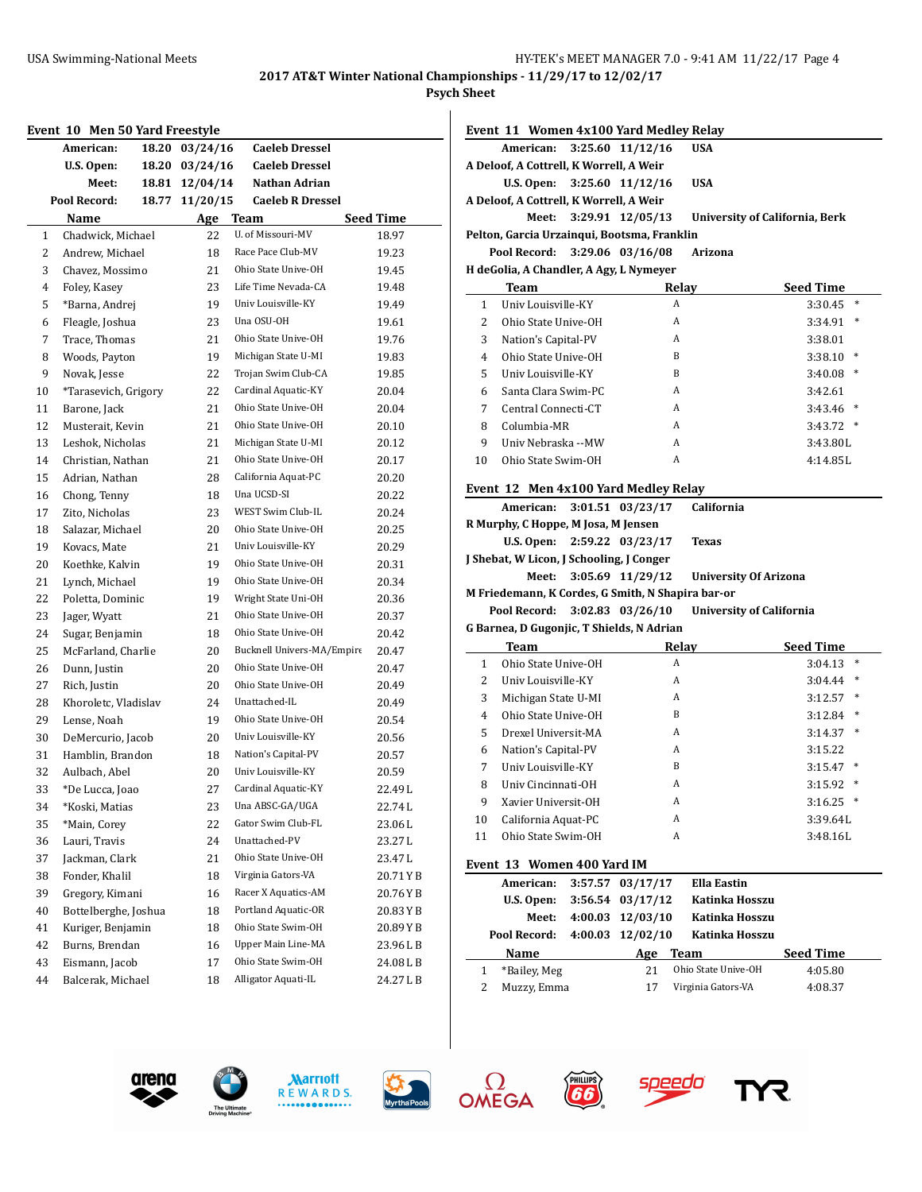## 2017 AT&T Winter National Championships - 11/29/17 to 12/02/17

### Psych Sheet

### Event 10 Men 50 Yard Freestyle

| | | | |
|---|---|---|---|
| American: | 18.20 | 03/24/16 | Caeleb Dressel |
| U.S. Open: | 18.20 | 03/24/16 | Caeleb Dressel |
| Meet: | 18.81 | 12/04/14 | Nathan Adrian |
| Pool Record: | 18.77 | 11/20/15 | Caeleb R Dressel |

| | Name | Age | Team | Seed Time |
|---|---|---|---|---|
| 1 | Chadwick, Michael | 22 | U. of Missouri-MV | 18.97 |
| 2 | Andrew, Michael | 18 | Race Pace Club-MV | 19.23 |
| 3 | Chavez, Mossimo | 21 | Ohio State Unive-OH | 19.45 |
| 4 | Foley, Kasey | 23 | Life Time Nevada-CA | 19.48 |
| 5 | *Barna, Andrej | 19 | Univ Louisville-KY | 19.49 |
| 6 | Fleagle, Joshua | 23 | Una OSU-OH | 19.61 |
| 7 | Trace, Thomas | 21 | Ohio State Unive-OH | 19.76 |
| 8 | Woods, Payton | 19 | Michigan State U-MI | 19.83 |
| 9 | Novak, Jesse | 22 | Trojan Swim Club-CA | 19.85 |
| 10 | *Tarasevich, Grigory | 22 | Cardinal Aquatic-KY | 20.04 |
| 11 | Barone, Jack | 21 | Ohio State Unive-OH | 20.04 |
| 12 | Musterait, Kevin | 21 | Ohio State Unive-OH | 20.10 |
| 13 | Leshok, Nicholas | 21 | Michigan State U-MI | 20.12 |
| 14 | Christian, Nathan | 21 | Ohio State Unive-OH | 20.17 |
| 15 | Adrian, Nathan | 28 | California Aquat-PC | 20.20 |
| 16 | Chong, Tenny | 18 | Una UCSD-SI | 20.22 |
| 17 | Zito, Nicholas | 23 | WEST Swim Club-IL | 20.24 |
| 18 | Salazar, Michael | 20 | Ohio State Unive-OH | 20.25 |
| 19 | Kovacs, Mate | 21 | Univ Louisville-KY | 20.29 |
| 20 | Koethke, Kalvin | 19 | Ohio State Unive-OH | 20.31 |
| 21 | Lynch, Michael | 19 | Ohio State Unive-OH | 20.34 |
| 22 | Poletta, Dominic | 19 | Wright State Uni-OH | 20.36 |
| 23 | Jager, Wyatt | 21 | Ohio State Unive-OH | 20.37 |
| 24 | Sugar, Benjamin | 18 | Ohio State Unive-OH | 20.42 |
| 25 | McFarland, Charlie | 20 | Bucknell Univers-MA/Empire | 20.47 |
| 26 | Dunn, Justin | 20 | Ohio State Unive-OH | 20.47 |
| 27 | Rich, Justin | 20 | Ohio State Unive-OH | 20.49 |
| 28 | Khoroletc, Vladislav | 24 | Unattached-IL | 20.49 |
| 29 | Lense, Noah | 19 | Ohio State Unive-OH | 20.54 |
| 30 | DeMercurio, Jacob | 20 | Univ Louisville-KY | 20.56 |
| 31 | Hamblin, Brandon | 18 | Nation's Capital-PV | 20.57 |
| 32 | Aulbach, Abel | 20 | Univ Louisville-KY | 20.59 |
| 33 | *De Lucca, Joao | 27 | Cardinal Aquatic-KY | 22.49 L |
| 34 | *Koski, Matias | 23 | Una ABSC-GA/UGA | 22.74 L |
| 35 | *Main, Corey | 22 | Gator Swim Club-FL | 23.06 L |
| 36 | Lauri, Travis | 24 | Unattached-PV | 23.27 L |
| 37 | Jackman, Clark | 21 | Ohio State Unive-OH | 23.47 L |
| 38 | Fonder, Khalil | 18 | Virginia Gators-VA | 20.71 Y B |
| 39 | Gregory, Kimani | 16 | Racer X Aquatics-AM | 20.76 Y B |
| 40 | Bottelberghe, Joshua | 18 | Portland Aquatic-OR | 20.83 Y B |
| 41 | Kuriger, Benjamin | 18 | Ohio State Swim-OH | 20.89 Y B |
| 42 | Burns, Brendan | 16 | Upper Main Line-MA | 23.96 L B |
| 43 | Eismann, Jacob | 17 | Ohio State Swim-OH | 24.08 L B |
| 44 | Balcerak, Michael | 18 | Alligator Aquati-IL | 24.27 L B |

### Event 11 Women 4x100 Yard Medley Relay

American: 3:25.60 11/12/16 USA
A Deloof, A Cottrell, K Worrell, A Weir

U.S. Open: 3:25.60 11/12/16 USA
A Deloof, A Cottrell, K Worrell, A Weir

Meet: 3:29.91 12/05/13 University of California, Berk
Pelton, Garcia Urzainqui, Bootsma, Franklin

Pool Record: 3:29.06 03/16/08 Arizona
H deGolia, A Chandler, A Agy, L Nymeyer

| | Team | Relay | Seed Time | |
|---|---|---|---|---|
| 1 | Univ Louisville-KY | A | 3:30.45 | * |
| 2 | Ohio State Unive-OH | A | 3:34.91 | * |
| 3 | Nation's Capital-PV | A | 3:38.01 | |
| 4 | Ohio State Unive-OH | B | 3:38.10 | * |
| 5 | Univ Louisville-KY | B | 3:40.08 | * |
| 6 | Santa Clara Swim-PC | A | 3:42.61 | |
| 7 | Central Connecti-CT | A | 3:43.46 | * |
| 8 | Columbia-MR | A | 3:43.72 | * |
| 9 | Univ Nebraska --MW | A | 3:43.80L | |
| 10 | Ohio State Swim-OH | A | 4:14.85L | |

### Event 12 Men 4x100 Yard Medley Relay

American: 3:01.51 03/23/17 California
R Murphy, C Hoppe, M Josa, M Jensen

U.S. Open: 2:59.22 03/23/17 Texas
J Shebat, W Licon, J Schooling, J Conger

Meet: 3:05.69 11/29/12 University Of Arizona
M Friedemann, K Cordes, G Smith, N Shapira bar-or

Pool Record: 3:02.83 03/26/10 University of California
G Barnea, D Gugonjic, T Shields, N Adrian

| | Team | Relay | Seed Time | |
|---|---|---|---|---|
| 1 | Ohio State Unive-OH | A | 3:04.13 | * |
| 2 | Univ Louisville-KY | A | 3:04.44 | * |
| 3 | Michigan State U-MI | A | 3:12.57 | * |
| 4 | Ohio State Unive-OH | B | 3:12.84 | * |
| 5 | Drexel Universit-MA | A | 3:14.37 | * |
| 6 | Nation's Capital-PV | A | 3:15.22 | |
| 7 | Univ Louisville-KY | B | 3:15.47 | * |
| 8 | Univ Cincinnati-OH | A | 3:15.92 | * |
| 9 | Xavier Universit-OH | A | 3:16.25 | * |
| 10 | California Aquat-PC | A | 3:39.64L | |
| 11 | Ohio State Swim-OH | A | 3:48.16L | |

### Event 13 Women 400 Yard IM

| | | | |
|---|---|---|---|
| American: | 3:57.57 | 03/17/17 | Ella Eastin |
| U.S. Open: | 3:56.54 | 03/17/12 | Katinka Hosszu |
| Meet: | 4:00.03 | 12/03/10 | Katinka Hosszu |
| Pool Record: | 4:00.03 | 12/02/10 | Katinka Hosszu |

| | Name | Age | Team | Seed Time |
|---|---|---|---|---|
| 1 | *Bailey, Meg | 21 | Ohio State Unive-OH | 4:05.80 |
| 2 | Muzzy, Emma | 17 | Virginia Gators-VA | 4:08.37 |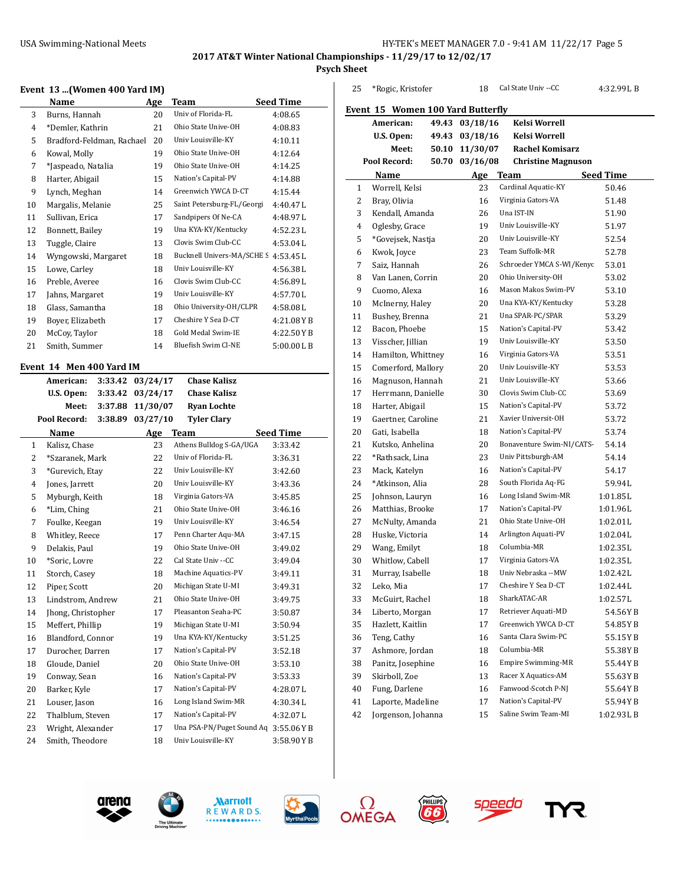## 2017 AT&T Winter National Championships - 11/29/17 to 12/02/17

### Psych Sheet

### Event 13 ...(Women 400 Yard IM)

| | Name | Age | Team | Seed Time |
|---|---|---|---|---|
| 3 | Burns, Hannah | 20 | Univ of Florida-FL | 4:08.65 |
| 4 | *Demler, Kathrin | 21 | Ohio State Unive-OH | 4:08.83 |
| 5 | Bradford-Feldman, Rachael | 20 | Univ Louisville-KY | 4:10.11 |
| 6 | Kowal, Molly | 19 | Ohio State Unive-OH | 4:12.64 |
| 7 | *Jaspeado, Natalia | 19 | Ohio State Unive-OH | 4:14.25 |
| 8 | Harter, Abigail | 15 | Nation's Capital-PV | 4:14.88 |
| 9 | Lynch, Meghan | 14 | Greenwich YWCA D-CT | 4:15.44 |
| 10 | Margalis, Melanie | 25 | Saint Petersburg-FL/Georgi | 4:40.47 L |
| 11 | Sullivan, Erica | 17 | Sandpipers Of Ne-CA | 4:48.97 L |
| 12 | Bonnett, Bailey | 19 | Una KYA-KY/Kentucky | 4:52.23 L |
| 13 | Tuggle, Claire | 13 | Clovis Swim Club-CC | 4:53.04 L |
| 14 | Wyngowski, Margaret | 18 | Bucknell Univers-MA/SCHE S | 4:53.45 L |
| 15 | Lowe, Carley | 18 | Univ Louisville-KY | 4:56.38 L |
| 16 | Preble, Averee | 16 | Clovis Swim Club-CC | 4:56.89 L |
| 17 | Jahns, Margaret | 19 | Univ Louisville-KY | 4:57.70 L |
| 18 | Glass, Samantha | 18 | Ohio University-OH/CLPR | 4:58.08 L |
| 19 | Boyer, Elizabeth | 17 | Cheshire Y Sea D-CT | 4:21.08 Y B |
| 20 | McCoy, Taylor | 18 | Gold Medal Swim-IE | 4:22.50 Y B |
| 21 | Smith, Summer | 14 | Bluefish Swim Cl-NE | 5:00.00 L B |

### Event 14 Men 400 Yard IM

| | | | |
|---|---|---|---|
| **American:** | **3:33.42** | **03/24/17** | **Chase Kalisz** |
| **U.S. Open:** | **3:33.42** | **03/24/17** | **Chase Kalisz** |
| **Meet:** | **3:37.88** | **11/30/07** | **Ryan Lochte** |
| **Pool Record:** | **3:38.89** | **03/27/10** | **Tyler Clary** |

| | Name | Age | Team | Seed Time |
|---|---|---|---|---|
| 1 | Kalisz, Chase | 23 | Athens Bulldog S-GA/UGA | 3:33.42 |
| 2 | *Szaranek, Mark | 22 | Univ of Florida-FL | 3:36.31 |
| 3 | *Gurevich, Etay | 22 | Univ Louisville-KY | 3:42.60 |
| 4 | Jones, Jarrett | 20 | Univ Louisville-KY | 3:43.36 |
| 5 | Myburgh, Keith | 18 | Virginia Gators-VA | 3:45.85 |
| 6 | *Lim, Ching | 21 | Ohio State Unive-OH | 3:46.16 |
| 7 | Foulke, Keegan | 19 | Univ Louisville-KY | 3:46.54 |
| 8 | Whitley, Reece | 17 | Penn Charter Aqu-MA | 3:47.15 |
| 9 | Delakis, Paul | 19 | Ohio State Unive-OH | 3:49.02 |
| 10 | *Soric, Lovre | 22 | Cal State Univ --CC | 3:49.04 |
| 11 | Storch, Casey | 18 | Machine Aquatics-PV | 3:49.11 |
| 12 | Piper, Scott | 20 | Michigan State U-MI | 3:49.31 |
| 13 | Lindstrom, Andrew | 21 | Ohio State Unive-OH | 3:49.75 |
| 14 | Jhong, Christopher | 17 | Pleasanton Seaha-PC | 3:50.87 |
| 15 | Meffert, Phillip | 19 | Michigan State U-MI | 3:50.94 |
| 16 | Blandford, Connor | 19 | Una KYA-KY/Kentucky | 3:51.25 |
| 17 | Durocher, Darren | 17 | Nation's Capital-PV | 3:52.18 |
| 18 | Gloude, Daniel | 20 | Ohio State Unive-OH | 3:53.10 |
| 19 | Conway, Sean | 16 | Nation's Capital-PV | 3:53.33 |
| 20 | Barker, Kyle | 17 | Nation's Capital-PV | 4:28.07 L |
| 21 | Louser, Jason | 16 | Long Island Swim-MR | 4:30.34 L |
| 22 | Thalblum, Steven | 17 | Nation's Capital-PV | 4:32.07 L |
| 23 | Wright, Alexander | 17 | Una PSA-PN/Puget Sound Aq | 3:55.06 Y B |
| 24 | Smith, Theodore | 18 | Univ Louisville-KY | 3:58.90 Y B |
| 25 | *Rogic, Kristofer | 18 | Cal State Univ --CC | 4:32.99 L B |

### Event 15 Women 100 Yard Butterfly

| | | | |
|---|---|---|---|
| **American:** | **49.43** | **03/18/16** | **Kelsi Worrell** |
| **U.S. Open:** | **49.43** | **03/18/16** | **Kelsi Worrell** |
| **Meet:** | **50.10** | **11/30/07** | **Rachel Komisarz** |
| **Pool Record:** | **50.70** | **03/16/08** | **Christine Magnuson** |

| | Name | Age | Team | Seed Time |
|---|---|---|---|---|
| 1 | Worrell, Kelsi | 23 | Cardinal Aquatic-KY | 50.46 |
| 2 | Bray, Olivia | 16 | Virginia Gators-VA | 51.48 |
| 3 | Kendall, Amanda | 26 | Una IST-IN | 51.90 |
| 4 | Oglesby, Grace | 19 | Univ Louisville-KY | 51.97 |
| 5 | *Govejsek, Nastja | 20 | Univ Louisville-KY | 52.54 |
| 6 | Kwok, Joyce | 23 | Team Suffolk-MR | 52.78 |
| 7 | Saiz, Hannah | 26 | Schroeder YMCA S-WI/Kenyc | 53.01 |
| 8 | Van Lanen, Corrin | 20 | Ohio University-OH | 53.02 |
| 9 | Cuomo, Alexa | 16 | Mason Makos Swim-PV | 53.10 |
| 10 | McInerny, Haley | 20 | Una KYA-KY/Kentucky | 53.28 |
| 11 | Bushey, Brenna | 21 | Una SPAR-PC/SPAR | 53.29 |
| 12 | Bacon, Phoebe | 15 | Nation's Capital-PV | 53.42 |
| 13 | Visscher, Jillian | 19 | Univ Louisville-KY | 53.50 |
| 14 | Hamilton, Whittney | 16 | Virginia Gators-VA | 53.51 |
| 15 | Comerford, Mallory | 20 | Univ Louisville-KY | 53.53 |
| 16 | Magnuson, Hannah | 21 | Univ Louisville-KY | 53.66 |
| 17 | Herrmann, Danielle | 30 | Clovis Swim Club-CC | 53.69 |
| 18 | Harter, Abigail | 15 | Nation's Capital-PV | 53.72 |
| 19 | Gaertner, Caroline | 21 | Xavier Universit-OH | 53.72 |
| 20 | Gati, Isabella | 18 | Nation's Capital-PV | 53.74 |
| 21 | Kutsko, Anhelina | 20 | Bonaventure Swim-NI/CATS- | 54.14 |
| 22 | *Rathsack, Lina | 23 | Univ Pittsburgh-AM | 54.14 |
| 23 | Mack, Katelyn | 16 | Nation's Capital-PV | 54.17 |
| 24 | *Atkinson, Alia | 28 | South Florida Aq-FG | 59.94 L |
| 25 | Johnson, Lauryn | 16 | Long Island Swim-MR | 1:01.85 L |
| 26 | Matthias, Brooke | 17 | Nation's Capital-PV | 1:01.96 L |
| 27 | McNulty, Amanda | 21 | Ohio State Unive-OH | 1:02.01 L |
| 28 | Huske, Victoria | 14 | Arlington Aquati-PV | 1:02.04 L |
| 29 | Wang, Emilyt | 18 | Columbia-MR | 1:02.35 L |
| 30 | Whitlow, Cabell | 17 | Virginia Gators-VA | 1:02.35 L |
| 31 | Murray, Isabelle | 18 | Univ Nebraska --MW | 1:02.42 L |
| 32 | Leko, Mia | 17 | Cheshire Y Sea D-CT | 1:02.44 L |
| 33 | McGuirt, Rachel | 18 | SharkATAC-AR | 1:02.57 L |
| 34 | Liberto, Morgan | 17 | Retriever Aquati-MD | 54.56 Y B |
| 35 | Hazlett, Kaitlin | 17 | Greenwich YWCA D-CT | 54.85 Y B |
| 36 | Teng, Cathy | 16 | Santa Clara Swim-PC | 55.15 Y B |
| 37 | Ashmore, Jordan | 18 | Columbia-MR | 55.38 Y B |
| 38 | Panitz, Josephine | 16 | Empire Swimming-MR | 55.44 Y B |
| 39 | Skirboll, Zoe | 13 | Racer X Aquatics-AM | 55.63 Y B |
| 40 | Fung, Darlene | 16 | Fanwood-Scotch P-NJ | 55.64 Y B |
| 41 | Laporte, Madeline | 17 | Nation's Capital-PV | 55.94 Y B |
| 42 | Jorgenson, Johanna | 15 | Saline Swim Team-MI | 1:02.93 L B |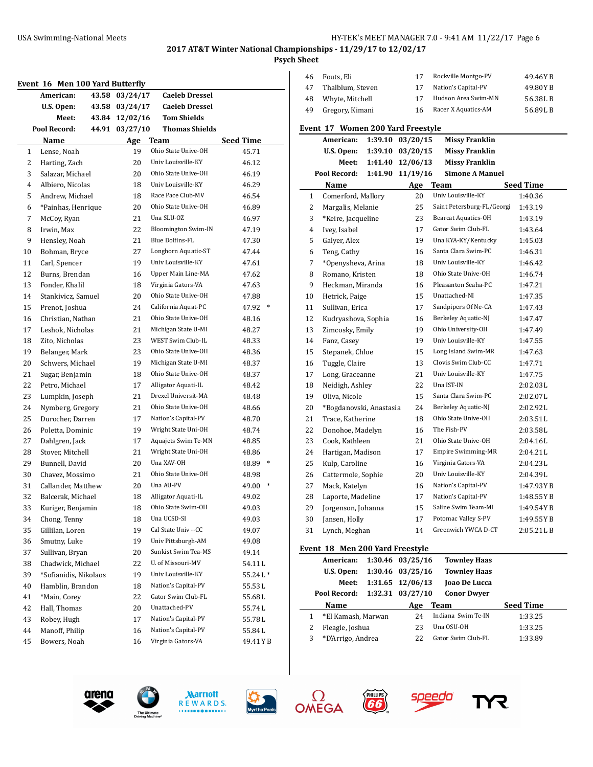## 2017 AT&T Winter National Championships - 11/29/17 to 12/02/17

### Psych Sheet

### Event 16 Men 100 Yard Butterfly

| | | | |
|---|---|---|---|
| American: | 43.58 | 03/24/17 | Caeleb Dressel |
| U.S. Open: | 43.58 | 03/24/17 | Caeleb Dressel |
| Meet: | 43.84 | 12/02/16 | Tom Shields |
| Pool Record: | 44.91 | 03/27/10 | Thomas Shields |

| | Name | Age | Team | Seed Time |
|---|---|---|---|---|
| 1 | Lense, Noah | 19 | Ohio State Unive-OH | 45.71 |
| 2 | Harting, Zach | 20 | Univ Louisville-KY | 46.12 |
| 3 | Salazar, Michael | 20 | Ohio State Unive-OH | 46.19 |
| 4 | Albiero, Nicolas | 18 | Univ Louisville-KY | 46.29 |
| 5 | Andrew, Michael | 18 | Race Pace Club-MV | 46.54 |
| 6 | *Painhas, Henrique | 20 | Ohio State Unive-OH | 46.89 |
| 7 | McCoy, Ryan | 21 | Una SLU-OZ | 46.97 |
| 8 | Irwin, Max | 22 | Bloomington Swim-IN | 47.19 |
| 9 | Hensley, Noah | 21 | Blue Dolfins-FL | 47.30 |
| 10 | Bohman, Bryce | 27 | Longhorn Aquatic-ST | 47.44 |
| 11 | Carl, Spencer | 19 | Univ Louisville-KY | 47.61 |
| 12 | Burns, Brendan | 16 | Upper Main Line-MA | 47.62 |
| 13 | Fonder, Khalil | 18 | Virginia Gators-VA | 47.63 |
| 14 | Stankivicz, Samuel | 20 | Ohio State Unive-OH | 47.88 |
| 15 | Prenot, Joshua | 24 | California Aquat-PC | 47.92 * |
| 16 | Christian, Nathan | 21 | Ohio State Unive-OH | 48.16 |
| 17 | Leshok, Nicholas | 21 | Michigan State U-MI | 48.27 |
| 18 | Zito, Nicholas | 23 | WEST Swim Club-IL | 48.33 |
| 19 | Belanger, Mark | 23 | Ohio State Unive-OH | 48.36 |
| 20 | Schwers, Michael | 19 | Michigan State U-MI | 48.37 |
| 21 | Sugar, Benjamin | 18 | Ohio State Unive-OH | 48.37 |
| 22 | Petro, Michael | 17 | Alligator Aquati-IL | 48.42 |
| 23 | Lumpkin, Joseph | 21 | Drexel Universit-MA | 48.48 |
| 24 | Nymberg, Gregory | 21 | Ohio State Unive-OH | 48.66 |
| 25 | Durocher, Darren | 17 | Nation's Capital-PV | 48.70 |
| 26 | Poletta, Dominic | 19 | Wright State Uni-OH | 48.74 |
| 27 | Dahlgren, Jack | 17 | Aquajets Swim Te-MN | 48.85 |
| 28 | Stover, Mitchell | 21 | Wright State Uni-OH | 48.86 |
| 29 | Bunnell, David | 20 | Una XAV-OH | 48.89 * |
| 30 | Chavez, Mossimo | 21 | Ohio State Unive-OH | 48.98 |
| 31 | Callander, Matthew | 20 | Una AU-PV | 49.00 * |
| 32 | Balcerak, Michael | 18 | Alligator Aquati-IL | 49.02 |
| 33 | Kuriger, Benjamin | 18 | Ohio State Swim-OH | 49.03 |
| 34 | Chong, Tenny | 18 | Una UCSD-SI | 49.03 |
| 35 | Gillilan, Loren | 19 | Cal State Univ --CC | 49.07 |
| 36 | Smutny, Luke | 19 | Univ Pittsburgh-AM | 49.08 |
| 37 | Sullivan, Bryan | 20 | Sunkist Swim Tea-MS | 49.14 |
| 38 | Chadwick, Michael | 22 | U. of Missouri-MV | 54.11L |
| 39 | *Sofianidis, Nikolaos | 19 | Univ Louisville-KY | 55.24L * |
| 40 | Hamblin, Brandon | 18 | Nation's Capital-PV | 55.53L |
| 41 | *Main, Corey | 22 | Gator Swim Club-FL | 55.68L |
| 42 | Hall, Thomas | 20 | Unattached-PV | 55.74L |
| 43 | Robey, Hugh | 17 | Nation's Capital-PV | 55.78L |
| 44 | Manoff, Philip | 16 | Nation's Capital-PV | 55.84L |
| 45 | Bowers, Noah | 16 | Virginia Gators-VA | 49.41Y B |
| 46 | Fouts, Eli | 17 | Rockville Montgo-PV | 49.46Y B |
| 47 | Thalblum, Steven | 17 | Nation's Capital-PV | 49.80Y B |
| 48 | Whyte, Mitchell | 17 | Hudson Area Swim-MN | 56.38L B |
| 49 | Gregory, Kimani | 16 | Racer X Aquatics-AM | 56.89L B |

### Event 17 Women 200 Yard Freestyle

| | | | |
|---|---|---|---|
| American: | 1:39.10 | 03/20/15 | Missy Franklin |
| U.S. Open: | 1:39.10 | 03/20/15 | Missy Franklin |
| Meet: | 1:41.40 | 12/06/13 | Missy Franklin |
| Pool Record: | 1:41.90 | 11/19/16 | Simone A Manuel |

| | Name | Age | Team | Seed Time |
|---|---|---|---|---|
| 1 | Comerford, Mallory | 20 | Univ Louisville-KY | 1:40.36 |
| 2 | Margalis, Melanie | 25 | Saint Petersburg-FL/Georgi | 1:43.19 |
| 3 | *Keire, Jacqueline | 23 | Bearcat Aquatics-OH | 1:43.19 |
| 4 | Ivey, Isabel | 17 | Gator Swim Club-FL | 1:43.64 |
| 5 | Galyer, Alex | 19 | Una KYA-KY/Kentucky | 1:45.03 |
| 6 | Teng, Cathy | 16 | Santa Clara Swim-PC | 1:46.31 |
| 7 | *Openysheva, Arina | 18 | Univ Louisville-KY | 1:46.42 |
| 8 | Romano, Kristen | 18 | Ohio State Unive-OH | 1:46.74 |
| 9 | Heckman, Miranda | 16 | Pleasanton Seaha-PC | 1:47.21 |
| 10 | Hetrick, Paige | 15 | Unattached-NI | 1:47.35 |
| 11 | Sullivan, Erica | 17 | Sandpipers Of Ne-CA | 1:47.43 |
| 12 | Kudryashova, Sophia | 16 | Berkeley Aquatic-NJ | 1:47.47 |
| 13 | Zimcosky, Emily | 19 | Ohio University-OH | 1:47.49 |
| 14 | Fanz, Casey | 19 | Univ Louisville-KY | 1:47.55 |
| 15 | Stepanek, Chloe | 15 | Long Island Swim-MR | 1:47.63 |
| 16 | Tuggle, Claire | 13 | Clovis Swim Club-CC | 1:47.71 |
| 17 | Long, Graceanne | 21 | Univ Louisville-KY | 1:47.75 |
| 18 | Neidigh, Ashley | 22 | Una IST-IN | 2:02.03L |
| 19 | Oliva, Nicole | 15 | Santa Clara Swim-PC | 2:02.07L |
| 20 | *Bogdanovski, Anastasia | 24 | Berkeley Aquatic-NJ | 2:02.92L |
| 21 | Trace, Katherine | 18 | Ohio State Unive-OH | 2:03.51L |
| 22 | Donohoe, Madelyn | 16 | The Fish-PV | 2:03.58L |
| 23 | Cook, Kathleen | 21 | Ohio State Unive-OH | 2:04.16L |
| 24 | Hartigan, Madison | 17 | Empire Swimming-MR | 2:04.21L |
| 25 | Kulp, Caroline | 16 | Virginia Gators-VA | 2:04.23L |
| 26 | Cattermole, Sophie | 20 | Univ Louisville-KY | 2:04.39L |
| 27 | Mack, Katelyn | 16 | Nation's Capital-PV | 1:47.93Y B |
| 28 | Laporte, Madeline | 17 | Nation's Capital-PV | 1:48.55Y B |
| 29 | Jorgenson, Johanna | 15 | Saline Swim Team-MI | 1:49.54Y B |
| 30 | Jansen, Holly | 17 | Potomac Valley S-PV | 1:49.55Y B |
| 31 | Lynch, Meghan | 14 | Greenwich YWCA D-CT | 2:05.21L B |

### Event 18 Men 200 Yard Freestyle

| | | | |
|---|---|---|---|
| American: | 1:30.46 | 03/25/16 | Townley Haas |
| U.S. Open: | 1:30.46 | 03/25/16 | Townley Haas |
| Meet: | 1:31.65 | 12/06/13 | Joao De Lucca |
| Pool Record: | 1:32.31 | 03/27/10 | Conor Dwyer |

| | Name | Age | Team | Seed Time |
|---|---|---|---|---|
| 1 | *El Kamash, Marwan | 24 | Indiana Swim Te-IN | 1:33.25 |
| 2 | Fleagle, Joshua | 23 | Una OSU-OH | 1:33.25 |
| 3 | *D'Arrigo, Andrea | 22 | Gator Swim Club-FL | 1:33.89 |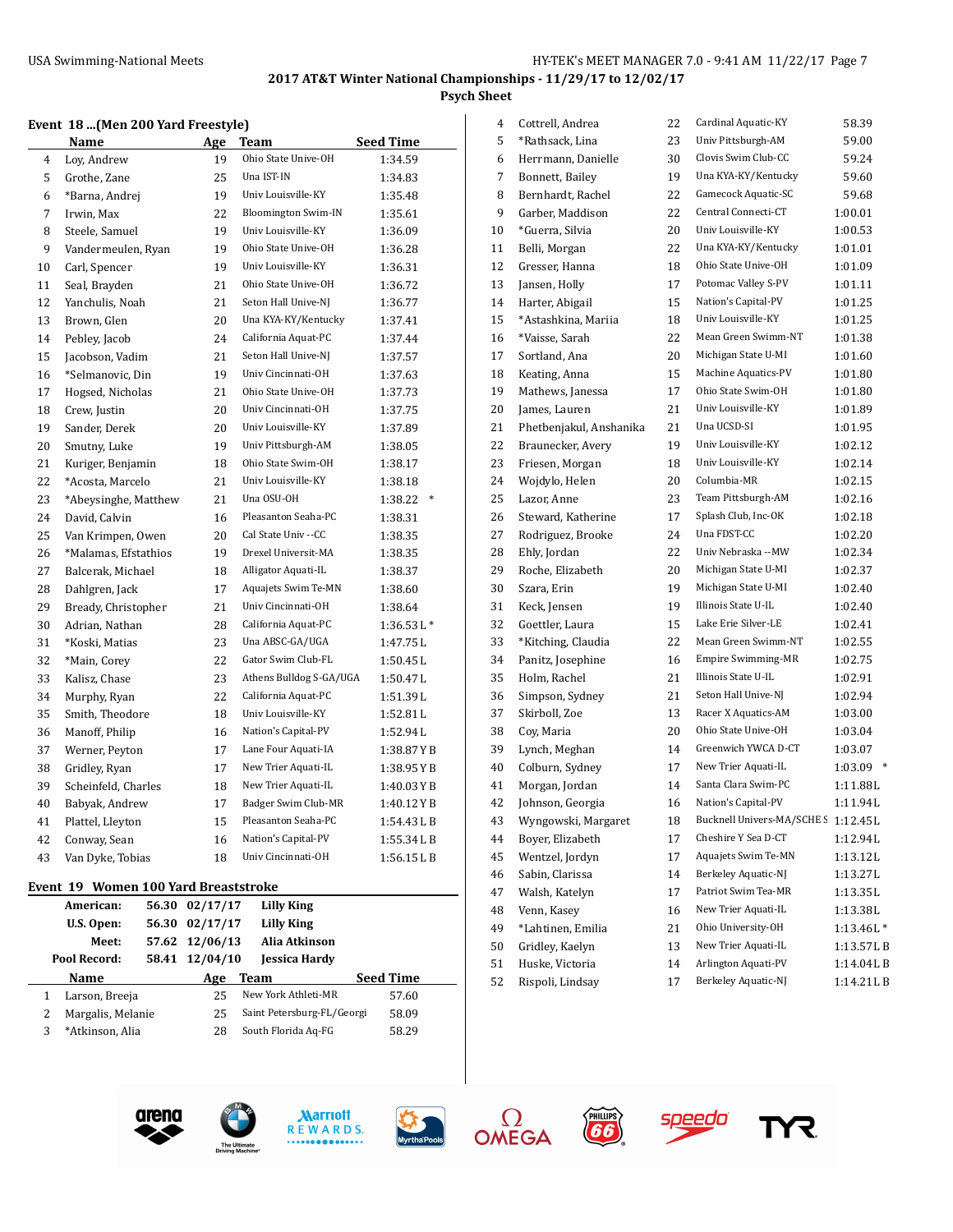## 2017 AT&T Winter National Championships - 11/29/17 to 12/02/17

### Psych Sheet

#### Event 18 ...(Men 200 Yard Freestyle)

| | Name | Age | Team | Seed Time |
|---|---|---|---|---|
| 4 | Loy, Andrew | 19 | Ohio State Unive-OH | 1:34.59 |
| 5 | Grothe, Zane | 25 | Una IST-IN | 1:34.83 |
| 6 | *Barna, Andrej | 19 | Univ Louisville-KY | 1:35.48 |
| 7 | Irwin, Max | 22 | Bloomington Swim-IN | 1:35.61 |
| 8 | Steele, Samuel | 19 | Univ Louisville-KY | 1:36.09 |
| 9 | Vandermeulen, Ryan | 19 | Ohio State Unive-OH | 1:36.28 |
| 10 | Carl, Spencer | 19 | Univ Louisville-KY | 1:36.31 |
| 11 | Seal, Brayden | 21 | Ohio State Unive-OH | 1:36.72 |
| 12 | Yanchulis, Noah | 21 | Seton Hall Unive-NJ | 1:36.77 |
| 13 | Brown, Glen | 20 | Una KYA-KY/Kentucky | 1:37.41 |
| 14 | Pebley, Jacob | 24 | California Aquat-PC | 1:37.44 |
| 15 | Jacobson, Vadim | 21 | Seton Hall Unive-NJ | 1:37.57 |
| 16 | *Selmanovic, Din | 19 | Univ Cincinnati-OH | 1:37.63 |
| 17 | Hogsed, Nicholas | 21 | Ohio State Unive-OH | 1:37.73 |
| 18 | Crew, Justin | 20 | Univ Cincinnati-OH | 1:37.75 |
| 19 | Sander, Derek | 20 | Univ Louisville-KY | 1:37.89 |
| 20 | Smutny, Luke | 19 | Univ Pittsburgh-AM | 1:38.05 |
| 21 | Kuriger, Benjamin | 18 | Ohio State Swim-OH | 1:38.17 |
| 22 | *Acosta, Marcelo | 21 | Univ Louisville-KY | 1:38.18 |
| 23 | *Abeysinghe, Matthew | 21 | Una OSU-OH | 1:38.22 * |
| 24 | David, Calvin | 16 | Pleasanton Seaha-PC | 1:38.31 |
| 25 | Van Krimpen, Owen | 20 | Cal State Univ --CC | 1:38.35 |
| 26 | *Malamas, Efstathios | 19 | Drexel Universit-MA | 1:38.35 |
| 27 | Balcerak, Michael | 18 | Alligator Aquati-IL | 1:38.37 |
| 28 | Dahlgren, Jack | 17 | Aquajets Swim Te-MN | 1:38.60 |
| 29 | Bready, Christopher | 21 | Univ Cincinnati-OH | 1:38.64 |
| 30 | Adrian, Nathan | 28 | California Aquat-PC | 1:36.53 L * |
| 31 | *Koski, Matias | 23 | Una ABSC-GA/UGA | 1:47.75 L |
| 32 | *Main, Corey | 22 | Gator Swim Club-FL | 1:50.45 L |
| 33 | Kalisz, Chase | 23 | Athens Bulldog S-GA/UGA | 1:50.47 L |
| 34 | Murphy, Ryan | 22 | California Aquat-PC | 1:51.39 L |
| 35 | Smith, Theodore | 18 | Univ Louisville-KY | 1:52.81 L |
| 36 | Manoff, Philip | 16 | Nation's Capital-PV | 1:52.94 L |
| 37 | Werner, Peyton | 17 | Lane Four Aquati-IA | 1:38.87 Y B |
| 38 | Gridley, Ryan | 17 | New Trier Aquati-IL | 1:38.95 Y B |
| 39 | Scheinfeld, Charles | 18 | New Trier Aquati-IL | 1:40.03 Y B |
| 40 | Babyak, Andrew | 17 | Badger Swim Club-MR | 1:40.12 Y B |
| 41 | Plattel, Lleyton | 15 | Pleasanton Seaha-PC | 1:54.43 L B |
| 42 | Conway, Sean | 16 | Nation's Capital-PV | 1:55.34 L B |
| 43 | Van Dyke, Tobias | 18 | Univ Cincinnati-OH | 1:56.15 L B |

#### Event 19 Women 100 Yard Breaststroke

| | | | |
|---|---|---|---|
| **American:** | **56.30** | **02/17/17** | **Lilly King** |
| **U.S. Open:** | **56.30** | **02/17/17** | **Lilly King** |
| **Meet:** | **57.62** | **12/06/13** | **Alia Atkinson** |
| **Pool Record:** | **58.41** | **12/04/10** | **Jessica Hardy** |

| | Name | Age | Team | Seed Time |
|---|---|---|---|---|
| 1 | Larson, Breeja | 25 | New York Athleti-MR | 57.60 |
| 2 | Margalis, Melanie | 25 | Saint Petersburg-FL/Georgi | 58.09 |
| 3 | *Atkinson, Alia | 28 | South Florida Aq-FG | 58.29 |
| 4 | Cottrell, Andrea | 22 | Cardinal Aquatic-KY | 58.39 |
| 5 | *Rathsack, Lina | 23 | Univ Pittsburgh-AM | 59.00 |
| 6 | Herrmann, Danielle | 30 | Clovis Swim Club-CC | 59.24 |
| 7 | Bonnett, Bailey | 19 | Una KYA-KY/Kentucky | 59.60 |
| 8 | Bernhardt, Rachel | 22 | Gamecock Aquatic-SC | 59.68 |
| 9 | Garber, Maddison | 22 | Central Connecti-CT | 1:00.01 |
| 10 | *Guerra, Silvia | 20 | Univ Louisville-KY | 1:00.53 |
| 11 | Belli, Morgan | 22 | Una KYA-KY/Kentucky | 1:01.01 |
| 12 | Gresser, Hanna | 18 | Ohio State Unive-OH | 1:01.09 |
| 13 | Jansen, Holly | 17 | Potomac Valley S-PV | 1:01.11 |
| 14 | Harter, Abigail | 15 | Nation's Capital-PV | 1:01.25 |
| 15 | *Astashkina, Mariia | 18 | Univ Louisville-KY | 1:01.25 |
| 16 | *Vaisse, Sarah | 22 | Mean Green Swimm-NT | 1:01.38 |
| 17 | Sortland, Ana | 20 | Michigan State U-MI | 1:01.60 |
| 18 | Keating, Anna | 15 | Machine Aquatics-PV | 1:01.80 |
| 19 | Mathews, Janessa | 17 | Ohio State Swim-OH | 1:01.80 |
| 20 | James, Lauren | 21 | Univ Louisville-KY | 1:01.89 |
| 21 | Phetbenjakul, Anshanika | 21 | Una UCSD-SI | 1:01.95 |
| 22 | Braunecker, Avery | 19 | Univ Louisville-KY | 1:02.12 |
| 23 | Friesen, Morgan | 18 | Univ Louisville-KY | 1:02.14 |
| 24 | Wojdylo, Helen | 20 | Columbia-MR | 1:02.15 |
| 25 | Lazor, Anne | 23 | Team Pittsburgh-AM | 1:02.16 |
| 26 | Steward, Katherine | 17 | Splash Club, Inc-OK | 1:02.18 |
| 27 | Rodriguez, Brooke | 24 | Una FDST-CC | 1:02.20 |
| 28 | Ehly, Jordan | 22 | Univ Nebraska --MW | 1:02.34 |
| 29 | Roche, Elizabeth | 20 | Michigan State U-MI | 1:02.37 |
| 30 | Szara, Erin | 19 | Michigan State U-MI | 1:02.40 |
| 31 | Keck, Jensen | 19 | Illinois State U-IL | 1:02.40 |
| 32 | Goettler, Laura | 15 | Lake Erie Silver-LE | 1:02.41 |
| 33 | *Kitching, Claudia | 22 | Mean Green Swimm-NT | 1:02.55 |
| 34 | Panitz, Josephine | 16 | Empire Swimming-MR | 1:02.75 |
| 35 | Holm, Rachel | 21 | Illinois State U-IL | 1:02.91 |
| 36 | Simpson, Sydney | 21 | Seton Hall Unive-NJ | 1:02.94 |
| 37 | Skirboll, Zoe | 13 | Racer X Aquatics-AM | 1:03.00 |
| 38 | Coy, Maria | 20 | Ohio State Unive-OH | 1:03.04 |
| 39 | Lynch, Meghan | 14 | Greenwich YWCA D-CT | 1:03.07 |
| 40 | Colburn, Sydney | 17 | New Trier Aquati-IL | 1:03.09 * |
| 41 | Morgan, Jordan | 14 | Santa Clara Swim-PC | 1:11.88L |
| 42 | Johnson, Georgia | 16 | Nation's Capital-PV | 1:11.94L |
| 43 | Wyngowski, Margaret | 18 | Bucknell Univers-MA/SCHE S | 1:12.45L |
| 44 | Boyer, Elizabeth | 17 | Cheshire Y Sea D-CT | 1:12.94L |
| 45 | Wentzel, Jordyn | 17 | Aquajets Swim Te-MN | 1:13.12L |
| 46 | Sabin, Clarissa | 14 | Berkeley Aquatic-NJ | 1:13.27L |
| 47 | Walsh, Katelyn | 17 | Patriot Swim Tea-MR | 1:13.35L |
| 48 | Venn, Kasey | 16 | New Trier Aquati-IL | 1:13.38L |
| 49 | *Lahtinen, Emilia | 21 | Ohio University-OH | 1:13.46L * |
| 50 | Gridley, Kaelyn | 13 | New Trier Aquati-IL | 1:13.57L B |
| 51 | Huske, Victoria | 14 | Arlington Aquati-PV | 1:14.04L B |
| 52 | Rispoli, Lindsay | 17 | Berkeley Aquatic-NJ | 1:14.21L B |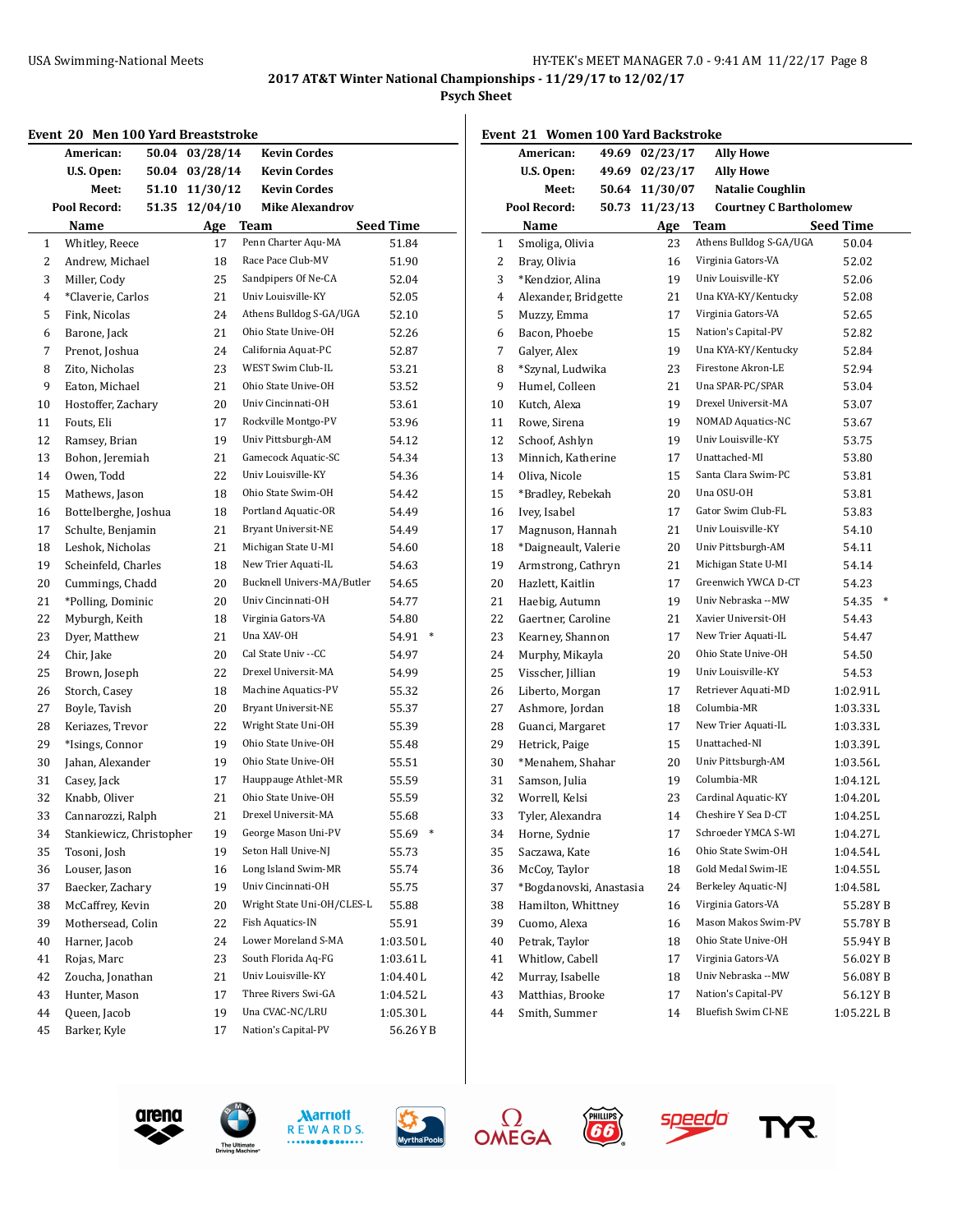## 2017 AT&T Winter National Championships - 11/29/17 to 12/02/17

### Psych Sheet

### Event 20 Men 100 Yard Breaststroke

| | | | |
|---|---|---|---|
| American: | 50.04 | 03/28/14 | Kevin Cordes |
| U.S. Open: | 50.04 | 03/28/14 | Kevin Cordes |
| Meet: | 51.10 | 11/30/12 | Kevin Cordes |
| Pool Record: | 51.35 | 12/04/10 | Mike Alexandrov |

| | Name | Age | Team | Seed Time |
|---|---|---|---|---|
| 1 | Whitley, Reece | 17 | Penn Charter Aqu-MA | 51.84 |
| 2 | Andrew, Michael | 18 | Race Pace Club-MV | 51.90 |
| 3 | Miller, Cody | 25 | Sandpipers Of Ne-CA | 52.04 |
| 4 | *Claverie, Carlos | 21 | Univ Louisville-KY | 52.05 |
| 5 | Fink, Nicolas | 24 | Athens Bulldog S-GA/UGA | 52.10 |
| 6 | Barone, Jack | 21 | Ohio State Unive-OH | 52.26 |
| 7 | Prenot, Joshua | 24 | California Aquat-PC | 52.87 |
| 8 | Zito, Nicholas | 23 | WEST Swim Club-IL | 53.21 |
| 9 | Eaton, Michael | 21 | Ohio State Unive-OH | 53.52 |
| 10 | Hostoffer, Zachary | 20 | Univ Cincinnati-OH | 53.61 |
| 11 | Fouts, Eli | 17 | Rockville Montgo-PV | 53.96 |
| 12 | Ramsey, Brian | 19 | Univ Pittsburgh-AM | 54.12 |
| 13 | Bohon, Jeremiah | 21 | Gamecock Aquatic-SC | 54.34 |
| 14 | Owen, Todd | 22 | Univ Louisville-KY | 54.36 |
| 15 | Mathews, Jason | 18 | Ohio State Swim-OH | 54.42 |
| 16 | Bottelberghe, Joshua | 18 | Portland Aquatic-OR | 54.49 |
| 17 | Schulte, Benjamin | 21 | Bryant Universit-NE | 54.49 |
| 18 | Leshok, Nicholas | 21 | Michigan State U-MI | 54.60 |
| 19 | Scheinfeld, Charles | 18 | New Trier Aquati-IL | 54.63 |
| 20 | Cummings, Chadd | 20 | Bucknell Univers-MA/Butler | 54.65 |
| 21 | *Polling, Dominic | 20 | Univ Cincinnati-OH | 54.77 |
| 22 | Myburgh, Keith | 18 | Virginia Gators-VA | 54.80 |
| 23 | Dyer, Matthew | 21 | Una XAV-OH | 54.91 * |
| 24 | Chir, Jake | 20 | Cal State Univ --CC | 54.97 |
| 25 | Brown, Joseph | 22 | Drexel Universit-MA | 54.99 |
| 26 | Storch, Casey | 18 | Machine Aquatics-PV | 55.32 |
| 27 | Boyle, Tavish | 20 | Bryant Universit-NE | 55.37 |
| 28 | Keriazes, Trevor | 22 | Wright State Uni-OH | 55.39 |
| 29 | *Isings, Connor | 19 | Ohio State Unive-OH | 55.48 |
| 30 | Jahan, Alexander | 19 | Ohio State Unive-OH | 55.51 |
| 31 | Casey, Jack | 17 | Hauppauge Athlet-MR | 55.59 |
| 32 | Knabb, Oliver | 21 | Ohio State Unive-OH | 55.59 |
| 33 | Cannarozzi, Ralph | 21 | Drexel Universit-MA | 55.68 |
| 34 | Stankiewicz, Christopher | 19 | George Mason Uni-PV | 55.69 * |
| 35 | Tosoni, Josh | 19 | Seton Hall Unive-NJ | 55.73 |
| 36 | Louser, Jason | 16 | Long Island Swim-MR | 55.74 |
| 37 | Baecker, Zachary | 19 | Univ Cincinnati-OH | 55.75 |
| 38 | McCaffrey, Kevin | 20 | Wright State Uni-OH/CLES-L | 55.88 |
| 39 | Mothersead, Colin | 22 | Fish Aquatics-IN | 55.91 |
| 40 | Harner, Jacob | 24 | Lower Moreland S-MA | 1:03.50L |
| 41 | Rojas, Marc | 23 | South Florida Aq-FG | 1:03.61L |
| 42 | Zoucha, Jonathan | 21 | Univ Louisville-KY | 1:04.40L |
| 43 | Hunter, Mason | 17 | Three Rivers Swi-GA | 1:04.52L |
| 44 | Queen, Jacob | 19 | Una CVAC-NC/LRU | 1:05.30L |
| 45 | Barker, Kyle | 17 | Nation's Capital-PV | 56.26Y B |

### Event 21 Women 100 Yard Backstroke

| | | | |
|---|---|---|---|
| American: | 49.69 | 02/23/17 | Ally Howe |
| U.S. Open: | 49.69 | 02/23/17 | Ally Howe |
| Meet: | 50.64 | 11/30/07 | Natalie Coughlin |
| Pool Record: | 50.73 | 11/23/13 | Courtney C Bartholomew |

| | Name | Age | Team | Seed Time |
|---|---|---|---|---|
| 1 | Smoliga, Olivia | 23 | Athens Bulldog S-GA/UGA | 50.04 |
| 2 | Bray, Olivia | 16 | Virginia Gators-VA | 52.02 |
| 3 | *Kendzior, Alina | 19 | Univ Louisville-KY | 52.06 |
| 4 | Alexander, Bridgette | 21 | Una KYA-KY/Kentucky | 52.08 |
| 5 | Muzzy, Emma | 17 | Virginia Gators-VA | 52.65 |
| 6 | Bacon, Phoebe | 15 | Nation's Capital-PV | 52.82 |
| 7 | Galyer, Alex | 19 | Una KYA-KY/Kentucky | 52.84 |
| 8 | *Szynal, Ludwika | 23 | Firestone Akron-LE | 52.94 |
| 9 | Humel, Colleen | 21 | Una SPAR-PC/SPAR | 53.04 |
| 10 | Kutch, Alexa | 19 | Drexel Universit-MA | 53.07 |
| 11 | Rowe, Sirena | 19 | NOMAD Aquatics-NC | 53.67 |
| 12 | Schoof, Ashlyn | 19 | Univ Louisville-KY | 53.75 |
| 13 | Minnich, Katherine | 17 | Unattached-MI | 53.80 |
| 14 | Oliva, Nicole | 15 | Santa Clara Swim-PC | 53.81 |
| 15 | *Bradley, Rebekah | 20 | Una OSU-OH | 53.81 |
| 16 | Ivey, Isabel | 17 | Gator Swim Club-FL | 53.83 |
| 17 | Magnuson, Hannah | 21 | Univ Louisville-KY | 54.10 |
| 18 | *Daigneault, Valerie | 20 | Univ Pittsburgh-AM | 54.11 |
| 19 | Armstrong, Cathryn | 21 | Michigan State U-MI | 54.14 |
| 20 | Hazlett, Kaitlin | 17 | Greenwich YWCA D-CT | 54.23 |
| 21 | Haebig, Autumn | 19 | Univ Nebraska --MW | 54.35 * |
| 22 | Gaertner, Caroline | 21 | Xavier Universit-OH | 54.43 |
| 23 | Kearney, Shannon | 17 | New Trier Aquati-IL | 54.47 |
| 24 | Murphy, Mikayla | 20 | Ohio State Unive-OH | 54.50 |
| 25 | Visscher, Jillian | 19 | Univ Louisville-KY | 54.53 |
| 26 | Liberto, Morgan | 17 | Retriever Aquati-MD | 1:02.91L |
| 27 | Ashmore, Jordan | 18 | Columbia-MR | 1:03.33L |
| 28 | Guanci, Margaret | 17 | New Trier Aquati-IL | 1:03.33L |
| 29 | Hetrick, Paige | 15 | Unattached-NI | 1:03.39L |
| 30 | *Menahem, Shahar | 20 | Univ Pittsburgh-AM | 1:03.56L |
| 31 | Samson, Julia | 19 | Columbia-MR | 1:04.12L |
| 32 | Worrell, Kelsi | 23 | Cardinal Aquatic-KY | 1:04.20L |
| 33 | Tyler, Alexandra | 14 | Cheshire Y Sea D-CT | 1:04.25L |
| 34 | Horne, Sydnie | 17 | Schroeder YMCA S-WI | 1:04.27L |
| 35 | Saczawa, Kate | 16 | Ohio State Swim-OH | 1:04.54L |
| 36 | McCoy, Taylor | 18 | Gold Medal Swim-IE | 1:04.55L |
| 37 | *Bogdanovski, Anastasia | 24 | Berkeley Aquatic-NJ | 1:04.58L |
| 38 | Hamilton, Whittney | 16 | Virginia Gators-VA | 55.28Y B |
| 39 | Cuomo, Alexa | 16 | Mason Makos Swim-PV | 55.78Y B |
| 40 | Petrak, Taylor | 18 | Ohio State Unive-OH | 55.94Y B |
| 41 | Whitlow, Cabell | 17 | Virginia Gators-VA | 56.02Y B |
| 42 | Murray, Isabelle | 18 | Univ Nebraska --MW | 56.08Y B |
| 43 | Matthias, Brooke | 17 | Nation's Capital-PV | 56.12Y B |
| 44 | Smith, Summer | 14 | Bluefish Swim Cl-NE | 1:05.22L B |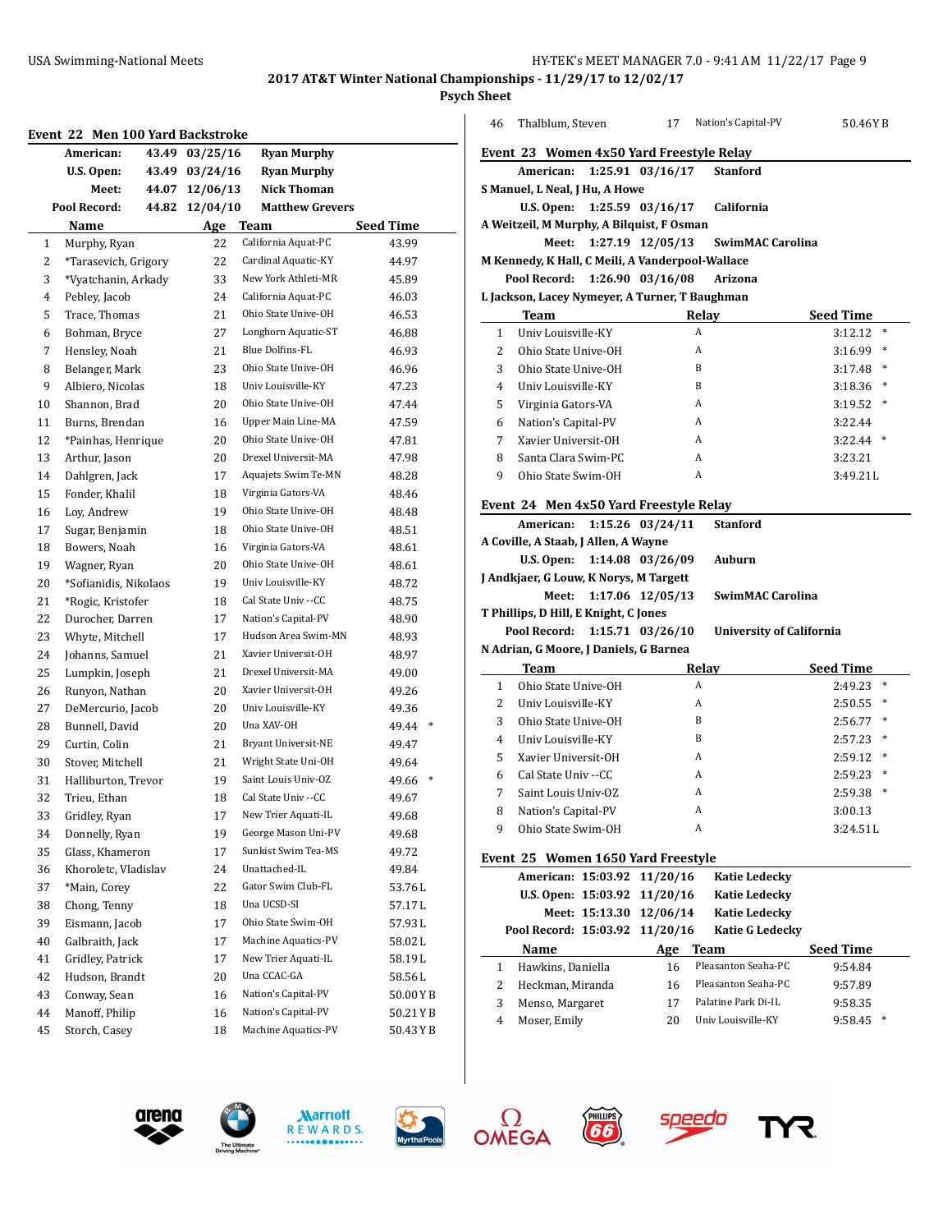## 2017 AT&T Winter National Championships - 11/29/17 to 12/02/17

### Psych Sheet

### Event 22 Men 100 Yard Backstroke

| | | | |
|---|---|---|---|
| American: | 43.49 | 03/25/16 | Ryan Murphy |
| U.S. Open: | 43.49 | 03/24/16 | Ryan Murphy |
| Meet: | 44.07 | 12/06/13 | Nick Thoman |
| Pool Record: | 44.82 | 12/04/10 | Matthew Grevers |

| | Name | Age | Team | Seed Time |
|---|---|---|---|---|
| 1 | Murphy, Ryan | 22 | California Aquat-PC | 43.99 |
| 2 | *Tarasevich, Grigory | 22 | Cardinal Aquatic-KY | 44.97 |
| 3 | *Vyatchanin, Arkady | 33 | New York Athleti-MR | 45.89 |
| 4 | Pebley, Jacob | 24 | California Aquat-PC | 46.03 |
| 5 | Trace, Thomas | 21 | Ohio State Unive-OH | 46.53 |
| 6 | Bohman, Bryce | 27 | Longhorn Aquatic-ST | 46.88 |
| 7 | Hensley, Noah | 21 | Blue Dolfins-FL | 46.93 |
| 8 | Belanger, Mark | 23 | Ohio State Unive-OH | 46.96 |
| 9 | Albiero, Nicolas | 18 | Univ Louisville-KY | 47.23 |
| 10 | Shannon, Brad | 20 | Ohio State Unive-OH | 47.44 |
| 11 | Burns, Brendan | 16 | Upper Main Line-MA | 47.59 |
| 12 | *Painhas, Henrique | 20 | Ohio State Unive-OH | 47.81 |
| 13 | Arthur, Jason | 20 | Drexel Universit-MA | 47.98 |
| 14 | Dahlgren, Jack | 17 | Aquajets Swim Te-MN | 48.28 |
| 15 | Fonder, Khalil | 18 | Virginia Gators-VA | 48.46 |
| 16 | Loy, Andrew | 19 | Ohio State Unive-OH | 48.48 |
| 17 | Sugar, Benjamin | 18 | Ohio State Unive-OH | 48.51 |
| 18 | Bowers, Noah | 16 | Virginia Gators-VA | 48.61 |
| 19 | Wagner, Ryan | 20 | Ohio State Unive-OH | 48.61 |
| 20 | *Sofianidis, Nikolaos | 19 | Univ Louisville-KY | 48.72 |
| 21 | *Rogic, Kristofer | 18 | Cal State Univ --CC | 48.75 |
| 22 | Durocher, Darren | 17 | Nation's Capital-PV | 48.90 |
| 23 | Whyte, Mitchell | 17 | Hudson Area Swim-MN | 48.93 |
| 24 | Johanns, Samuel | 21 | Xavier Universit-OH | 48.97 |
| 25 | Lumpkin, Joseph | 21 | Drexel Universit-MA | 49.00 |
| 26 | Runyon, Nathan | 20 | Xavier Universit-OH | 49.26 |
| 27 | DeMercurio, Jacob | 20 | Univ Louisville-KY | 49.36 |
| 28 | Bunnell, David | 20 | Una XAV-OH | 49.44 * |
| 29 | Curtin, Colin | 21 | Bryant Universit-NE | 49.47 |
| 30 | Stover, Mitchell | 21 | Wright State Uni-OH | 49.64 |
| 31 | Halliburton, Trevor | 19 | Saint Louis Univ-OZ | 49.66 * |
| 32 | Trieu, Ethan | 18 | Cal State Univ --CC | 49.67 |
| 33 | Gridley, Ryan | 17 | New Trier Aquati-IL | 49.68 |
| 34 | Donnelly, Ryan | 19 | George Mason Uni-PV | 49.68 |
| 35 | Glass, Khameron | 17 | Sunkist Swim Tea-MS | 49.72 |
| 36 | Khoroletc, Vladislav | 24 | Unattached-IL | 49.84 |
| 37 | *Main, Corey | 22 | Gator Swim Club-FL | 53.76 L |
| 38 | Chong, Tenny | 18 | Una UCSD-SI | 57.17 L |
| 39 | Eismann, Jacob | 17 | Ohio State Swim-OH | 57.93 L |
| 40 | Galbraith, Jack | 17 | Machine Aquatics-PV | 58.02 L |
| 41 | Gridley, Patrick | 17 | New Trier Aquati-IL | 58.19 L |
| 42 | Hudson, Brandt | 20 | Una CCAC-GA | 58.56 L |
| 43 | Conway, Sean | 16 | Nation's Capital-PV | 50.00 Y B |
| 44 | Manoff, Philip | 16 | Nation's Capital-PV | 50.21 Y B |
| 45 | Storch, Casey | 18 | Machine Aquatics-PV | 50.43 Y B |
| 46 | Thalblum, Steven | 17 | Nation's Capital-PV | 50.46 Y B |

### Event 23 Women 4x50 Yard Freestyle Relay

| | | | |
|---|---|---|---|
| American: | 1:25.91 | 03/16/17 | Stanford |

S Manuel, L Neal, J Hu, A Howe

| | | | |
|---|---|---|---|
| U.S. Open: | 1:25.59 | 03/16/17 | California |

A Weitzeil, M Murphy, A Bilquist, F Osman

| | | | |
|---|---|---|---|
| Meet: | 1:27.19 | 12/05/13 | SwimMAC Carolina |

M Kennedy, K Hall, C Meili, A Vanderpool-Wallace

| | | | |
|---|---|---|---|
| Pool Record: | 1:26.90 | 03/16/08 | Arizona |

L Jackson, Lacey Nymeyer, A Turner, T Baughman

| | Team | Relay | Seed Time |
|---|---|---|---|
| 1 | Univ Louisville-KY | A | 3:12.12 * |
| 2 | Ohio State Unive-OH | A | 3:16.99 * |
| 3 | Ohio State Unive-OH | B | 3:17.48 * |
| 4 | Univ Louisville-KY | B | 3:18.36 * |
| 5 | Virginia Gators-VA | A | 3:19.52 * |
| 6 | Nation's Capital-PV | A | 3:22.44 |
| 7 | Xavier Universit-OH | A | 3:22.44 * |
| 8 | Santa Clara Swim-PC | A | 3:23.21 |
| 9 | Ohio State Swim-OH | A | 3:49.21 L |

### Event 24 Men 4x50 Yard Freestyle Relay

| | | | |
|---|---|---|---|
| American: | 1:15.26 | 03/24/11 | Stanford |

A Coville, A Staab, J Allen, A Wayne

| | | | |
|---|---|---|---|
| U.S. Open: | 1:14.08 | 03/26/09 | Auburn |

J Andkjaer, G Louw, K Norys, M Targett

| | | | |
|---|---|---|---|
| Meet: | 1:17.06 | 12/05/13 | SwimMAC Carolina |

T Phillips, D Hill, E Knight, C Jones

| | | | |
|---|---|---|---|
| Pool Record: | 1:15.71 | 03/26/10 | University of California |

N Adrian, G Moore, J Daniels, G Barnea

| | Team | Relay | Seed Time |
|---|---|---|---|
| 1 | Ohio State Unive-OH | A | 2:49.23 * |
| 2 | Univ Louisville-KY | A | 2:50.55 * |
| 3 | Ohio State Unive-OH | B | 2:56.77 * |
| 4 | Univ Louisville-KY | B | 2:57.23 * |
| 5 | Xavier Universit-OH | A | 2:59.12 * |
| 6 | Cal State Univ --CC | A | 2:59.23 * |
| 7 | Saint Louis Univ-OZ | A | 2:59.38 * |
| 8 | Nation's Capital-PV | A | 3:00.13 |
| 9 | Ohio State Swim-OH | A | 3:24.51 L |

### Event 25 Women 1650 Yard Freestyle

| | | | |
|---|---|---|---|
| American: | 15:03.92 | 11/20/16 | Katie Ledecky |
| U.S. Open: | 15:03.92 | 11/20/16 | Katie Ledecky |
| Meet: | 15:13.30 | 12/06/14 | Katie Ledecky |
| Pool Record: | 15:03.92 | 11/20/16 | Katie G Ledecky |

| | Name | Age | Team | Seed Time |
|---|---|---|---|---|
| 1 | Hawkins, Daniella | 16 | Pleasanton Seaha-PC | 9:54.84 |
| 2 | Heckman, Miranda | 16 | Pleasanton Seaha-PC | 9:57.89 |
| 3 | Menso, Margaret | 17 | Palatine Park Di-IL | 9:58.35 |
| 4 | Moser, Emily | 20 | Univ Louisville-KY | 9:58.45 * |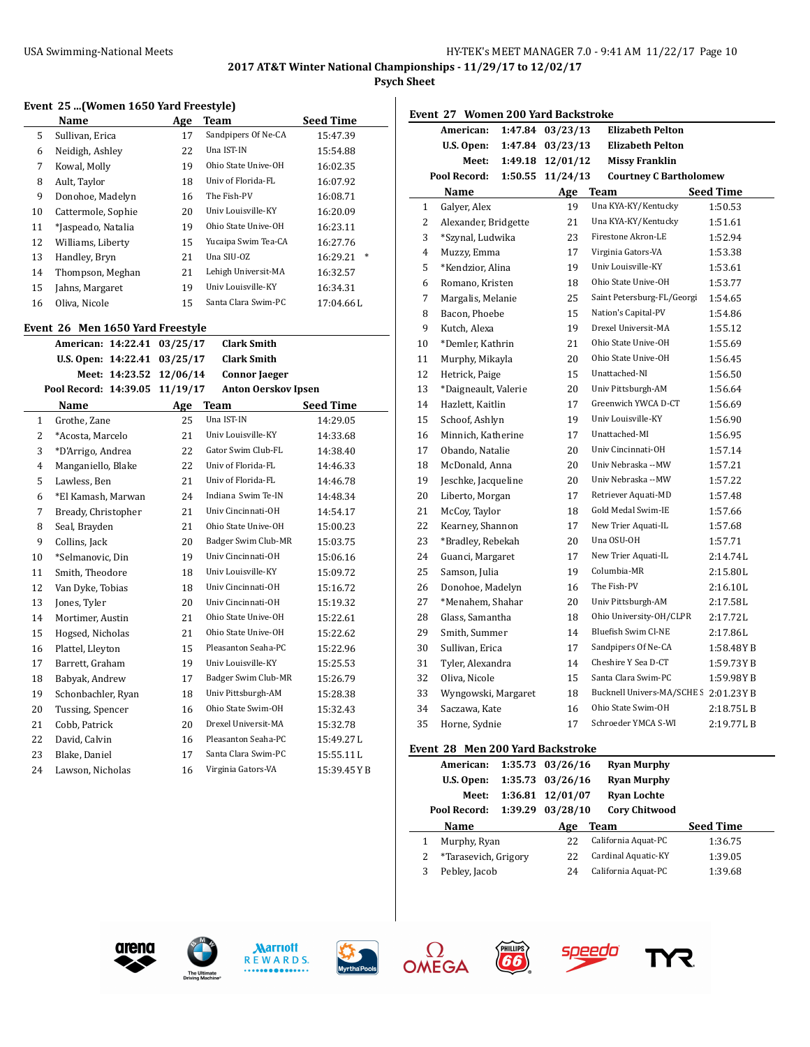## 2017 AT&T Winter National Championships - 11/29/17 to 12/02/17

### Psych Sheet

### Event 25 ...(Women 1650 Yard Freestyle)

| | Name | Age | Team | Seed Time | |
|---|---|---|---|---|---|
| 5 | Sullivan, Erica | 17 | Sandpipers Of Ne-CA | 15:47.39 | |
| 6 | Neidigh, Ashley | 22 | Una IST-IN | 15:54.88 | |
| 7 | Kowal, Molly | 19 | Ohio State Unive-OH | 16:02.35 | |
| 8 | Ault, Taylor | 18 | Univ of Florida-FL | 16:07.92 | |
| 9 | Donohoe, Madelyn | 16 | The Fish-PV | 16:08.71 | |
| 10 | Cattermole, Sophie | 20 | Univ Louisville-KY | 16:20.09 | |
| 11 | *Jaspeado, Natalia | 19 | Ohio State Unive-OH | 16:23.11 | |
| 12 | Williams, Liberty | 15 | Yucaipa Swim Tea-CA | 16:27.76 | |
| 13 | Handley, Bryn | 21 | Una SIU-OZ | 16:29.21 | * |
| 14 | Thompson, Meghan | 21 | Lehigh Universit-MA | 16:32.57 | |
| 15 | Jahns, Margaret | 19 | Univ Louisville-KY | 16:34.31 | |
| 16 | Oliva, Nicole | 15 | Santa Clara Swim-PC | 17:04.66 L | |

### Event 26 Men 1650 Yard Freestyle

| | | | |
|---|---|---|---|
| American: | 14:22.41 | 03/25/17 | Clark Smith |
| U.S. Open: | 14:22.41 | 03/25/17 | Clark Smith |
| Meet: | 14:23.52 | 12/06/14 | Connor Jaeger |
| Pool Record: | 14:39.05 | 11/19/17 | Anton Oerskov Ipsen |

| | Name | Age | Team | Seed Time |
|---|---|---|---|---|
| 1 | Grothe, Zane | 25 | Una IST-IN | 14:29.05 |
| 2 | *Acosta, Marcelo | 21 | Univ Louisville-KY | 14:33.68 |
| 3 | *D'Arrigo, Andrea | 22 | Gator Swim Club-FL | 14:38.40 |
| 4 | Manganiello, Blake | 22 | Univ of Florida-FL | 14:46.33 |
| 5 | Lawless, Ben | 21 | Univ of Florida-FL | 14:46.78 |
| 6 | *El Kamash, Marwan | 24 | Indiana Swim Te-IN | 14:48.34 |
| 7 | Bready, Christopher | 21 | Univ Cincinnati-OH | 14:54.17 |
| 8 | Seal, Brayden | 21 | Ohio State Unive-OH | 15:00.23 |
| 9 | Collins, Jack | 20 | Badger Swim Club-MR | 15:03.75 |
| 10 | *Selmanovic, Din | 19 | Univ Cincinnati-OH | 15:06.16 |
| 11 | Smith, Theodore | 18 | Univ Louisville-KY | 15:09.72 |
| 12 | Van Dyke, Tobias | 18 | Univ Cincinnati-OH | 15:16.72 |
| 13 | Jones, Tyler | 20 | Univ Cincinnati-OH | 15:19.32 |
| 14 | Mortimer, Austin | 21 | Ohio State Unive-OH | 15:22.61 |
| 15 | Hogsed, Nicholas | 21 | Ohio State Unive-OH | 15:22.62 |
| 16 | Plattel, Lleyton | 15 | Pleasanton Seaha-PC | 15:22.96 |
| 17 | Barrett, Graham | 19 | Univ Louisville-KY | 15:25.53 |
| 18 | Babyak, Andrew | 17 | Badger Swim Club-MR | 15:26.79 |
| 19 | Schonbachler, Ryan | 18 | Univ Pittsburgh-AM | 15:28.38 |
| 20 | Tussing, Spencer | 16 | Ohio State Swim-OH | 15:32.43 |
| 21 | Cobb, Patrick | 20 | Drexel Universit-MA | 15:32.78 |
| 22 | David, Calvin | 16 | Pleasanton Seaha-PC | 15:49.27 L |
| 23 | Blake, Daniel | 17 | Santa Clara Swim-PC | 15:55.11 L |
| 24 | Lawson, Nicholas | 16 | Virginia Gators-VA | 15:39.45 Y B |

### Event 27 Women 200 Yard Backstroke

| | | | |
|---|---|---|---|
| American: | 1:47.84 | 03/23/13 | Elizabeth Pelton |
| U.S. Open: | 1:47.84 | 03/23/13 | Elizabeth Pelton |
| Meet: | 1:49.18 | 12/01/12 | Missy Franklin |
| Pool Record: | 1:50.55 | 11/24/13 | Courtney C Bartholomew |

| | Name | Age | Team | Seed Time |
|---|---|---|---|---|
| 1 | Galyer, Alex | 19 | Una KYA-KY/Kentucky | 1:50.53 |
| 2 | Alexander, Bridgette | 21 | Una KYA-KY/Kentucky | 1:51.61 |
| 3 | *Szynal, Ludwika | 23 | Firestone Akron-LE | 1:52.94 |
| 4 | Muzzy, Emma | 17 | Virginia Gators-VA | 1:53.38 |
| 5 | *Kendzior, Alina | 19 | Univ Louisville-KY | 1:53.61 |
| 6 | Romano, Kristen | 18 | Ohio State Unive-OH | 1:53.77 |
| 7 | Margalis, Melanie | 25 | Saint Petersburg-FL/Georgi | 1:54.65 |
| 8 | Bacon, Phoebe | 15 | Nation's Capital-PV | 1:54.86 |
| 9 | Kutch, Alexa | 19 | Drexel Universit-MA | 1:55.12 |
| 10 | *Demler, Kathrin | 21 | Ohio State Unive-OH | 1:55.69 |
| 11 | Murphy, Mikayla | 20 | Ohio State Unive-OH | 1:56.45 |
| 12 | Hetrick, Paige | 15 | Unattached-NI | 1:56.50 |
| 13 | *Daigneault, Valerie | 20 | Univ Pittsburgh-AM | 1:56.64 |
| 14 | Hazlett, Kaitlin | 17 | Greenwich YWCA D-CT | 1:56.69 |
| 15 | Schoof, Ashlyn | 19 | Univ Louisville-KY | 1:56.90 |
| 16 | Minnich, Katherine | 17 | Unattached-MI | 1:56.95 |
| 17 | Obando, Natalie | 20 | Univ Cincinnati-OH | 1:57.14 |
| 18 | McDonald, Anna | 20 | Univ Nebraska --MW | 1:57.21 |
| 19 | Jeschke, Jacqueline | 20 | Univ Nebraska --MW | 1:57.22 |
| 20 | Liberto, Morgan | 17 | Retriever Aquati-MD | 1:57.48 |
| 21 | McCoy, Taylor | 18 | Gold Medal Swim-IE | 1:57.66 |
| 22 | Kearney, Shannon | 17 | New Trier Aquati-IL | 1:57.68 |
| 23 | *Bradley, Rebekah | 20 | Una OSU-OH | 1:57.71 |
| 24 | Guanci, Margaret | 17 | New Trier Aquati-IL | 2:14.74 L |
| 25 | Samson, Julia | 19 | Columbia-MR | 2:15.80 L |
| 26 | Donohoe, Madelyn | 16 | The Fish-PV | 2:16.10 L |
| 27 | *Menahem, Shahar | 20 | Univ Pittsburgh-AM | 2:17.58 L |
| 28 | Glass, Samantha | 18 | Ohio University-OH/CLPR | 2:17.72 L |
| 29 | Smith, Summer | 14 | Bluefish Swim Cl-NE | 2:17.86 L |
| 30 | Sullivan, Erica | 17 | Sandpipers Of Ne-CA | 1:58.48 Y B |
| 31 | Tyler, Alexandra | 14 | Cheshire Y Sea D-CT | 1:59.73 Y B |
| 32 | Oliva, Nicole | 15 | Santa Clara Swim-PC | 1:59.98 Y B |
| 33 | Wyngowski, Margaret | 18 | Bucknell Univers-MA/SCHE S | 2:01.23 Y B |
| 34 | Saczawa, Kate | 16 | Ohio State Swim-OH | 2:18.75 L B |
| 35 | Horne, Sydnie | 17 | Schroeder YMCA S-WI | 2:19.77 L B |

### Event 28 Men 200 Yard Backstroke

| | | | |
|---|---|---|---|
| American: | 1:35.73 | 03/26/16 | Ryan Murphy |
| U.S. Open: | 1:35.73 | 03/26/16 | Ryan Murphy |
| Meet: | 1:36.81 | 12/01/07 | Ryan Lochte |
| Pool Record: | 1:39.29 | 03/28/10 | Cory Chitwood |

| | Name | Age | Team | Seed Time |
|---|---|---|---|---|
| 1 | Murphy, Ryan | 22 | California Aquat-PC | 1:36.75 |
| 2 | *Tarasevich, Grigory | 22 | Cardinal Aquatic-KY | 1:39.05 |
| 3 | Pebley, Jacob | 24 | California Aquat-PC | 1:39.68 |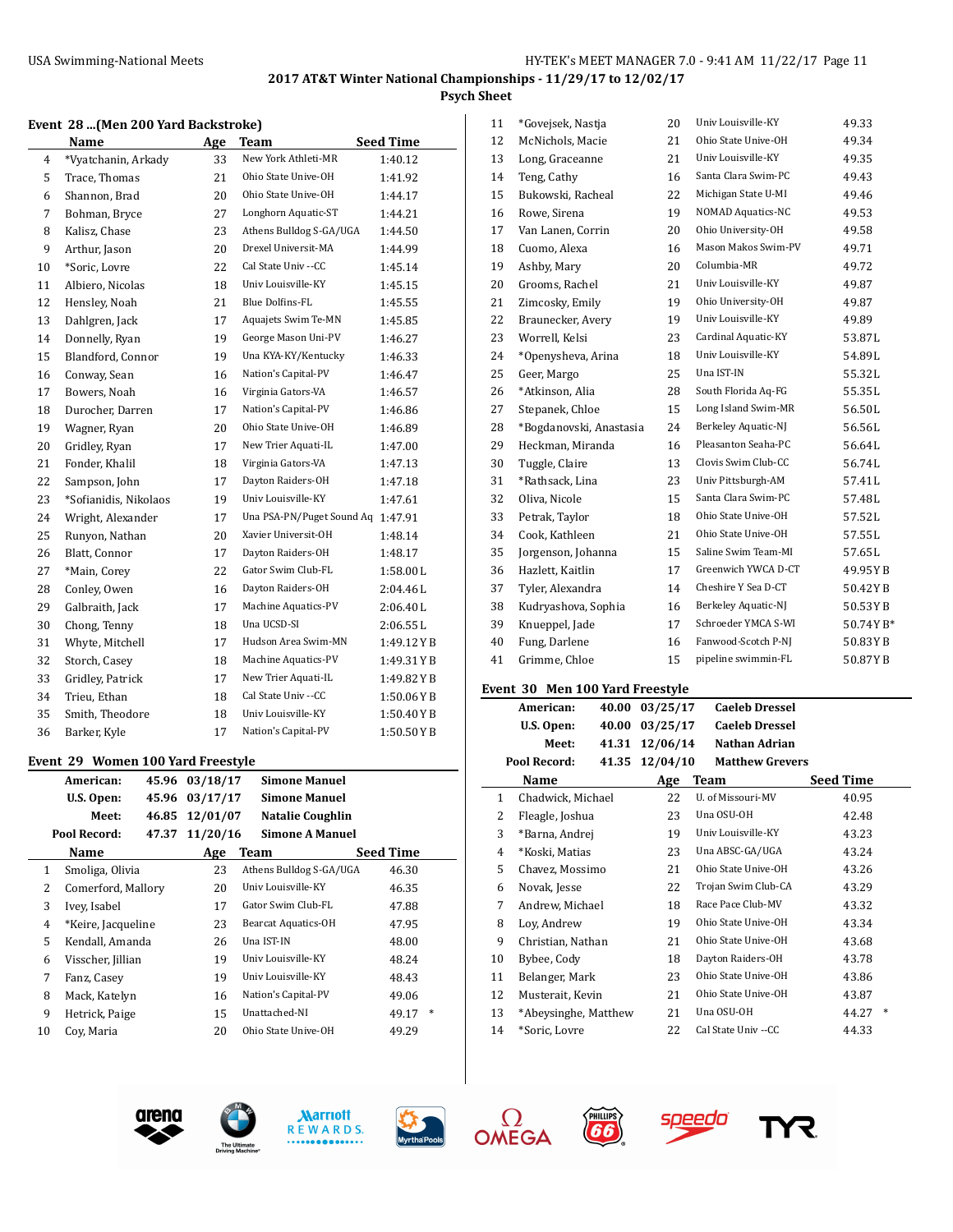# 2017 AT&T Winter National Championships - 11/29/17 to 12/02/17

## Psych Sheet

### Event 28 ...(Men 200 Yard Backstroke)

| | Name | Age | Team | Seed Time |
|---|---|---|---|---|
| 4 | *Vyatchanin, Arkady | 33 | New York Athleti-MR | 1:40.12 |
| 5 | Trace, Thomas | 21 | Ohio State Unive-OH | 1:41.92 |
| 6 | Shannon, Brad | 20 | Ohio State Unive-OH | 1:44.17 |
| 7 | Bohman, Bryce | 27 | Longhorn Aquatic-ST | 1:44.21 |
| 8 | Kalisz, Chase | 23 | Athens Bulldog S-GA/UGA | 1:44.50 |
| 9 | Arthur, Jason | 20 | Drexel Universit-MA | 1:44.99 |
| 10 | *Soric, Lovre | 22 | Cal State Univ --CC | 1:45.14 |
| 11 | Albiero, Nicolas | 18 | Univ Louisville-KY | 1:45.15 |
| 12 | Hensley, Noah | 21 | Blue Dolfins-FL | 1:45.55 |
| 13 | Dahlgren, Jack | 17 | Aquajets Swim Te-MN | 1:45.85 |
| 14 | Donnelly, Ryan | 19 | George Mason Uni-PV | 1:46.27 |
| 15 | Blandford, Connor | 19 | Una KYA-KY/Kentucky | 1:46.33 |
| 16 | Conway, Sean | 16 | Nation's Capital-PV | 1:46.47 |
| 17 | Bowers, Noah | 16 | Virginia Gators-VA | 1:46.57 |
| 18 | Durocher, Darren | 17 | Nation's Capital-PV | 1:46.86 |
| 19 | Wagner, Ryan | 20 | Ohio State Unive-OH | 1:46.89 |
| 20 | Gridley, Ryan | 17 | New Trier Aquati-IL | 1:47.00 |
| 21 | Fonder, Khalil | 18 | Virginia Gators-VA | 1:47.13 |
| 22 | Sampson, John | 17 | Dayton Raiders-OH | 1:47.18 |
| 23 | *Sofianidis, Nikolaos | 19 | Univ Louisville-KY | 1:47.61 |
| 24 | Wright, Alexander | 17 | Una PSA-PN/Puget Sound Aq | 1:47.91 |
| 25 | Runyon, Nathan | 20 | Xavier Universit-OH | 1:48.14 |
| 26 | Blatt, Connor | 17 | Dayton Raiders-OH | 1:48.17 |
| 27 | *Main, Corey | 22 | Gator Swim Club-FL | 1:58.00 L |
| 28 | Conley, Owen | 16 | Dayton Raiders-OH | 2:04.46 L |
| 29 | Galbraith, Jack | 17 | Machine Aquatics-PV | 2:06.40 L |
| 30 | Chong, Tenny | 18 | Una UCSD-SI | 2:06.55 L |
| 31 | Whyte, Mitchell | 17 | Hudson Area Swim-MN | 1:49.12 Y B |
| 32 | Storch, Casey | 18 | Machine Aquatics-PV | 1:49.31 Y B |
| 33 | Gridley, Patrick | 17 | New Trier Aquati-IL | 1:49.82 Y B |
| 34 | Trieu, Ethan | 18 | Cal State Univ --CC | 1:50.06 Y B |
| 35 | Smith, Theodore | 18 | Univ Louisville-KY | 1:50.40 Y B |
| 36 | Barker, Kyle | 17 | Nation's Capital-PV | 1:50.50 Y B |

### Event 29 Women 100 Yard Freestyle

| | | | |
|---|---|---|---|
| American: | 45.96 | 03/18/17 | Simone Manuel |
| U.S. Open: | 45.96 | 03/17/17 | Simone Manuel |
| Meet: | 46.85 | 12/01/07 | Natalie Coughlin |
| Pool Record: | 47.37 | 11/20/16 | Simone A Manuel |

| | Name | Age | Team | Seed Time |
|---|---|---|---|---|
| 1 | Smoliga, Olivia | 23 | Athens Bulldog S-GA/UGA | 46.30 |
| 2 | Comerford, Mallory | 20 | Univ Louisville-KY | 46.35 |
| 3 | Ivey, Isabel | 17 | Gator Swim Club-FL | 47.88 |
| 4 | *Keire, Jacqueline | 23 | Bearcat Aquatics-OH | 47.95 |
| 5 | Kendall, Amanda | 26 | Una IST-IN | 48.00 |
| 6 | Visscher, Jillian | 19 | Univ Louisville-KY | 48.24 |
| 7 | Fanz, Casey | 19 | Univ Louisville-KY | 48.43 |
| 8 | Mack, Katelyn | 16 | Nation's Capital-PV | 49.06 |
| 9 | Hetrick, Paige | 15 | Unattached-NI | 49.17 * |
| 10 | Coy, Maria | 20 | Ohio State Unive-OH | 49.29 |
| 11 | *Govejsek, Nastja | 20 | Univ Louisville-KY | 49.33 |
| 12 | McNichols, Macie | 21 | Ohio State Unive-OH | 49.34 |
| 13 | Long, Graceanne | 21 | Univ Louisville-KY | 49.35 |
| 14 | Teng, Cathy | 16 | Santa Clara Swim-PC | 49.43 |
| 15 | Bukowski, Racheal | 22 | Michigan State U-MI | 49.46 |
| 16 | Rowe, Sirena | 19 | NOMAD Aquatics-NC | 49.53 |
| 17 | Van Lanen, Corrin | 20 | Ohio University-OH | 49.58 |
| 18 | Cuomo, Alexa | 16 | Mason Makos Swim-PV | 49.71 |
| 19 | Ashby, Mary | 20 | Columbia-MR | 49.72 |
| 20 | Grooms, Rachel | 21 | Univ Louisville-KY | 49.87 |
| 21 | Zimcosky, Emily | 19 | Ohio University-OH | 49.87 |
| 22 | Braunecker, Avery | 19 | Univ Louisville-KY | 49.89 |
| 23 | Worrell, Kelsi | 23 | Cardinal Aquatic-KY | 53.87 L |
| 24 | *Openysheva, Arina | 18 | Univ Louisville-KY | 54.89 L |
| 25 | Geer, Margo | 25 | Una IST-IN | 55.32 L |
| 26 | *Atkinson, Alia | 28 | South Florida Aq-FG | 55.35 L |
| 27 | Stepanek, Chloe | 15 | Long Island Swim-MR | 56.50 L |
| 28 | *Bogdanovski, Anastasia | 24 | Berkeley Aquatic-NJ | 56.56 L |
| 29 | Heckman, Miranda | 16 | Pleasanton Seaha-PC | 56.64 L |
| 30 | Tuggle, Claire | 13 | Clovis Swim Club-CC | 56.74 L |
| 31 | *Rathsack, Lina | 23 | Univ Pittsburgh-AM | 57.41 L |
| 32 | Oliva, Nicole | 15 | Santa Clara Swim-PC | 57.48 L |
| 33 | Petrak, Taylor | 18 | Ohio State Unive-OH | 57.52 L |
| 34 | Cook, Kathleen | 21 | Ohio State Unive-OH | 57.55 L |
| 35 | Jorgenson, Johanna | 15 | Saline Swim Team-MI | 57.65 L |
| 36 | Hazlett, Kaitlin | 17 | Greenwich YWCA D-CT | 49.95 Y B |
| 37 | Tyler, Alexandra | 14 | Cheshire Y Sea D-CT | 50.42 Y B |
| 38 | Kudryashova, Sophia | 16 | Berkeley Aquatic-NJ | 50.53 Y B |
| 39 | Knueppel, Jade | 17 | Schroeder YMCA S-WI | 50.74 Y B* |
| 40 | Fung, Darlene | 16 | Fanwood-Scotch P-NJ | 50.83 Y B |
| 41 | Grimme, Chloe | 15 | pipeline swimmin-FL | 50.87 Y B |

### Event 30 Men 100 Yard Freestyle

| | | | |
|---|---|---|---|
| American: | 40.00 | 03/25/17 | Caeleb Dressel |
| U.S. Open: | 40.00 | 03/25/17 | Caeleb Dressel |
| Meet: | 41.31 | 12/06/14 | Nathan Adrian |
| Pool Record: | 41.35 | 12/04/10 | Matthew Grevers |

| | Name | Age | Team | Seed Time |
|---|---|---|---|---|
| 1 | Chadwick, Michael | 22 | U. of Missouri-MV | 40.95 |
| 2 | Fleagle, Joshua | 23 | Una OSU-OH | 42.48 |
| 3 | *Barna, Andrej | 19 | Univ Louisville-KY | 43.23 |
| 4 | *Koski, Matias | 23 | Una ABSC-GA/UGA | 43.24 |
| 5 | Chavez, Mossimo | 21 | Ohio State Unive-OH | 43.26 |
| 6 | Novak, Jesse | 22 | Trojan Swim Club-CA | 43.29 |
| 7 | Andrew, Michael | 18 | Race Pace Club-MV | 43.32 |
| 8 | Loy, Andrew | 19 | Ohio State Unive-OH | 43.34 |
| 9 | Christian, Nathan | 21 | Ohio State Unive-OH | 43.68 |
| 10 | Bybee, Cody | 18 | Dayton Raiders-OH | 43.78 |
| 11 | Belanger, Mark | 23 | Ohio State Unive-OH | 43.86 |
| 12 | Musterait, Kevin | 21 | Ohio State Unive-OH | 43.87 |
| 13 | *Abeysinghe, Matthew | 21 | Una OSU-OH | 44.27 * |
| 14 | *Soric, Lovre | 22 | Cal State Univ --CC | 44.33 |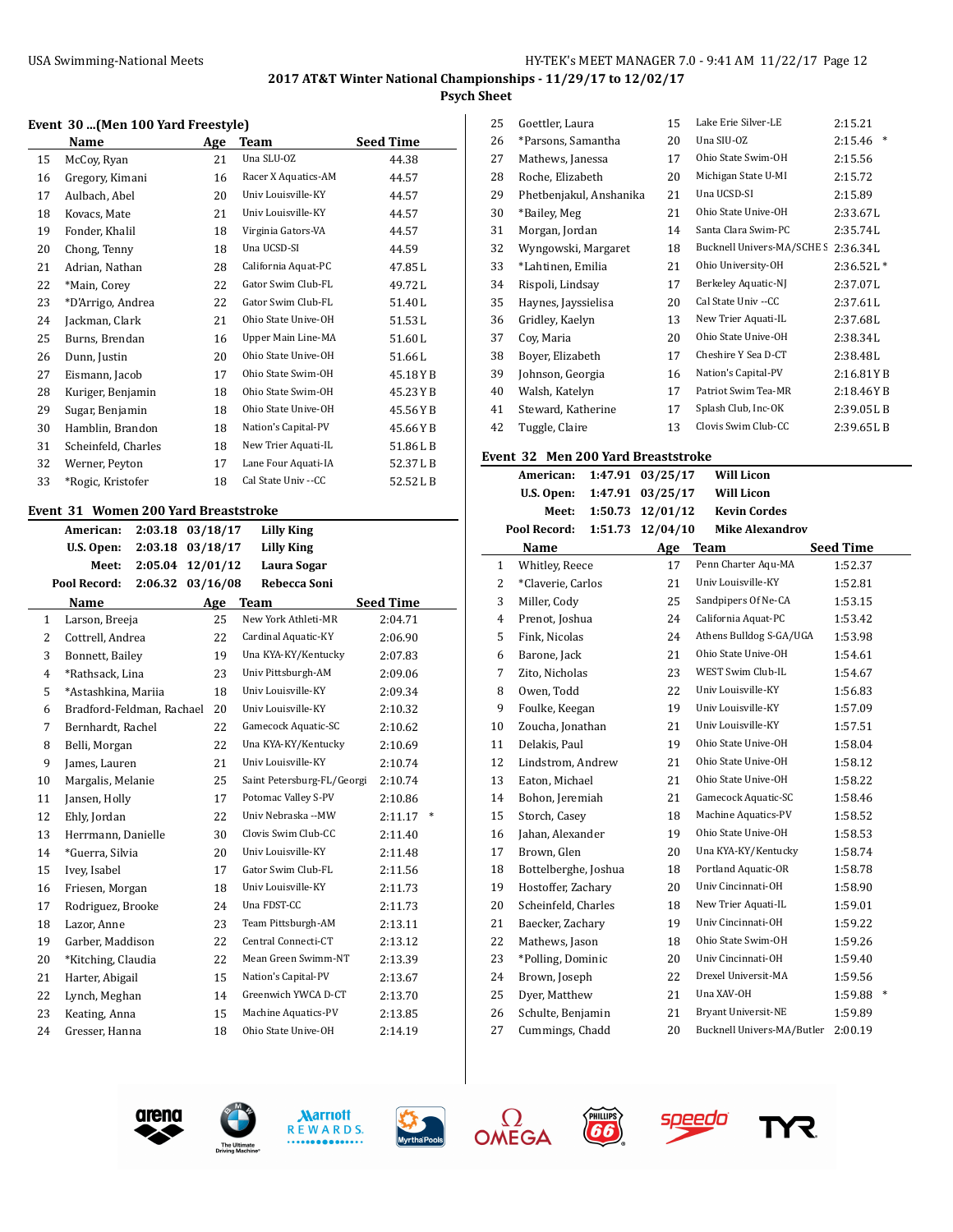**2017 AT&T Winter National Championships - 11/29/17 to 12/02/17**
**Psych Sheet**

### Event 30 ...(Men 100 Yard Freestyle)

| | Name | Age | Team | Seed Time |
|---|---|---|---|---|
| 15 | McCoy, Ryan | 21 | Una SLU-OZ | 44.38 |
| 16 | Gregory, Kimani | 16 | Racer X Aquatics-AM | 44.57 |
| 17 | Aulbach, Abel | 20 | Univ Louisville-KY | 44.57 |
| 18 | Kovacs, Mate | 21 | Univ Louisville-KY | 44.57 |
| 19 | Fonder, Khalil | 18 | Virginia Gators-VA | 44.57 |
| 20 | Chong, Tenny | 18 | Una UCSD-SI | 44.59 |
| 21 | Adrian, Nathan | 28 | California Aquat-PC | 47.85 L |
| 22 | *Main, Corey | 22 | Gator Swim Club-FL | 49.72 L |
| 23 | *D'Arrigo, Andrea | 22 | Gator Swim Club-FL | 51.40 L |
| 24 | Jackman, Clark | 21 | Ohio State Unive-OH | 51.53 L |
| 25 | Burns, Brendan | 16 | Upper Main Line-MA | 51.60 L |
| 26 | Dunn, Justin | 20 | Ohio State Unive-OH | 51.66 L |
| 27 | Eismann, Jacob | 17 | Ohio State Swim-OH | 45.18 Y B |
| 28 | Kuriger, Benjamin | 18 | Ohio State Swim-OH | 45.23 Y B |
| 29 | Sugar, Benjamin | 18 | Ohio State Unive-OH | 45.56 Y B |
| 30 | Hamblin, Brandon | 18 | Nation's Capital-PV | 45.66 Y B |
| 31 | Scheinfeld, Charles | 18 | New Trier Aquati-IL | 51.86 L B |
| 32 | Werner, Peyton | 17 | Lane Four Aquati-IA | 52.37 L B |
| 33 | *Rogic, Kristofer | 18 | Cal State Univ --CC | 52.52 L B |

### Event 31 Women 200 Yard Breaststroke

| | | | |
|---|---|---|---|
| American: | 2:03.18 | 03/18/17 | Lilly King |
| U.S. Open: | 2:03.18 | 03/18/17 | Lilly King |
| Meet: | 2:05.04 | 12/01/12 | Laura Sogar |
| Pool Record: | 2:06.32 | 03/16/08 | Rebecca Soni |

| | Name | Age | Team | Seed Time |
|---|---|---|---|---|
| 1 | Larson, Breeja | 25 | New York Athleti-MR | 2:04.71 |
| 2 | Cottrell, Andrea | 22 | Cardinal Aquatic-KY | 2:06.90 |
| 3 | Bonnett, Bailey | 19 | Una KYA-KY/Kentucky | 2:07.83 |
| 4 | *Rathsack, Lina | 23 | Univ Pittsburgh-AM | 2:09.06 |
| 5 | *Astashkina, Mariia | 18 | Univ Louisville-KY | 2:09.34 |
| 6 | Bradford-Feldman, Rachael | 20 | Univ Louisville-KY | 2:10.32 |
| 7 | Bernhardt, Rachel | 22 | Gamecock Aquatic-SC | 2:10.62 |
| 8 | Belli, Morgan | 22 | Una KYA-KY/Kentucky | 2:10.69 |
| 9 | James, Lauren | 21 | Univ Louisville-KY | 2:10.74 |
| 10 | Margalis, Melanie | 25 | Saint Petersburg-FL/Georgi | 2:10.74 |
| 11 | Jansen, Holly | 17 | Potomac Valley S-PV | 2:10.86 |
| 12 | Ehly, Jordan | 22 | Univ Nebraska --MW | 2:11.17 * |
| 13 | Herrmann, Danielle | 30 | Clovis Swim Club-CC | 2:11.40 |
| 14 | *Guerra, Silvia | 20 | Univ Louisville-KY | 2:11.48 |
| 15 | Ivey, Isabel | 17 | Gator Swim Club-FL | 2:11.56 |
| 16 | Friesen, Morgan | 18 | Univ Louisville-KY | 2:11.73 |
| 17 | Rodriguez, Brooke | 24 | Una FDST-CC | 2:11.73 |
| 18 | Lazor, Anne | 23 | Team Pittsburgh-AM | 2:13.11 |
| 19 | Garber, Maddison | 22 | Central Connecti-CT | 2:13.12 |
| 20 | *Kitching, Claudia | 22 | Mean Green Swimm-NT | 2:13.39 |
| 21 | Harter, Abigail | 15 | Nation's Capital-PV | 2:13.67 |
| 22 | Lynch, Meghan | 14 | Greenwich YWCA D-CT | 2:13.70 |
| 23 | Keating, Anna | 15 | Machine Aquatics-PV | 2:13.85 |
| 24 | Gresser, Hanna | 18 | Ohio State Unive-OH | 2:14.19 |
| 25 | Goettler, Laura | 15 | Lake Erie Silver-LE | 2:15.21 |
| 26 | *Parsons, Samantha | 20 | Una SIU-OZ | 2:15.46 * |
| 27 | Mathews, Janessa | 17 | Ohio State Swim-OH | 2:15.56 |
| 28 | Roche, Elizabeth | 20 | Michigan State U-MI | 2:15.72 |
| 29 | Phetbenjakul, Anshanika | 21 | Una UCSD-SI | 2:15.89 |
| 30 | *Bailey, Meg | 21 | Ohio State Unive-OH | 2:33.67 L |
| 31 | Morgan, Jordan | 14 | Santa Clara Swim-PC | 2:35.74 L |
| 32 | Wyngowski, Margaret | 18 | Bucknell Univers-MA/SCHE S | 2:36.34 L |
| 33 | *Lahtinen, Emilia | 21 | Ohio University-OH | 2:36.52 L * |
| 34 | Rispoli, Lindsay | 17 | Berkeley Aquatic-NJ | 2:37.07 L |
| 35 | Haynes, Jayssielisa | 20 | Cal State Univ --CC | 2:37.61 L |
| 36 | Gridley, Kaelyn | 13 | New Trier Aquati-IL | 2:37.68 L |
| 37 | Coy, Maria | 20 | Ohio State Unive-OH | 2:38.34 L |
| 38 | Boyer, Elizabeth | 17 | Cheshire Y Sea D-CT | 2:38.48 L |
| 39 | Johnson, Georgia | 16 | Nation's Capital-PV | 2:16.81 Y B |
| 40 | Walsh, Katelyn | 17 | Patriot Swim Tea-MR | 2:18.46 Y B |
| 41 | Steward, Katherine | 17 | Splash Club, Inc-OK | 2:39.05 L B |
| 42 | Tuggle, Claire | 13 | Clovis Swim Club-CC | 2:39.65 L B |

### Event 32 Men 200 Yard Breaststroke

| | | | |
|---|---|---|---|
| American: | 1:47.91 | 03/25/17 | Will Licon |
| U.S. Open: | 1:47.91 | 03/25/17 | Will Licon |
| Meet: | 1:50.73 | 12/01/12 | Kevin Cordes |
| Pool Record: | 1:51.73 | 12/04/10 | Mike Alexandrov |

| | Name | Age | Team | Seed Time |
|---|---|---|---|---|
| 1 | Whitley, Reece | 17 | Penn Charter Aqu-MA | 1:52.37 |
| 2 | *Claverie, Carlos | 21 | Univ Louisville-KY | 1:52.81 |
| 3 | Miller, Cody | 25 | Sandpipers Of Ne-CA | 1:53.15 |
| 4 | Prenot, Joshua | 24 | California Aquat-PC | 1:53.42 |
| 5 | Fink, Nicolas | 24 | Athens Bulldog S-GA/UGA | 1:53.98 |
| 6 | Barone, Jack | 21 | Ohio State Unive-OH | 1:54.61 |
| 7 | Zito, Nicholas | 23 | WEST Swim Club-IL | 1:54.67 |
| 8 | Owen, Todd | 22 | Univ Louisville-KY | 1:56.83 |
| 9 | Foulke, Keegan | 19 | Univ Louisville-KY | 1:57.09 |
| 10 | Zoucha, Jonathan | 21 | Univ Louisville-KY | 1:57.51 |
| 11 | Delakis, Paul | 19 | Ohio State Unive-OH | 1:58.04 |
| 12 | Lindstrom, Andrew | 21 | Ohio State Unive-OH | 1:58.12 |
| 13 | Eaton, Michael | 21 | Ohio State Unive-OH | 1:58.22 |
| 14 | Bohon, Jeremiah | 21 | Gamecock Aquatic-SC | 1:58.46 |
| 15 | Storch, Casey | 18 | Machine Aquatics-PV | 1:58.52 |
| 16 | Jahan, Alexander | 19 | Ohio State Unive-OH | 1:58.53 |
| 17 | Brown, Glen | 20 | Una KYA-KY/Kentucky | 1:58.74 |
| 18 | Bottelberghe, Joshua | 18 | Portland Aquatic-OR | 1:58.78 |
| 19 | Hostoffer, Zachary | 20 | Univ Cincinnati-OH | 1:58.90 |
| 20 | Scheinfeld, Charles | 18 | New Trier Aquati-IL | 1:59.01 |
| 21 | Baecker, Zachary | 19 | Univ Cincinnati-OH | 1:59.22 |
| 22 | Mathews, Jason | 18 | Ohio State Swim-OH | 1:59.26 |
| 23 | *Polling, Dominic | 20 | Univ Cincinnati-OH | 1:59.40 |
| 24 | Brown, Joseph | 22 | Drexel Universit-MA | 1:59.56 |
| 25 | Dyer, Matthew | 21 | Una XAV-OH | 1:59.88 * |
| 26 | Schulte, Benjamin | 21 | Bryant Universit-NE | 1:59.89 |
| 27 | Cummings, Chadd | 20 | Bucknell Univers-MA/Butler | 2:00.19 |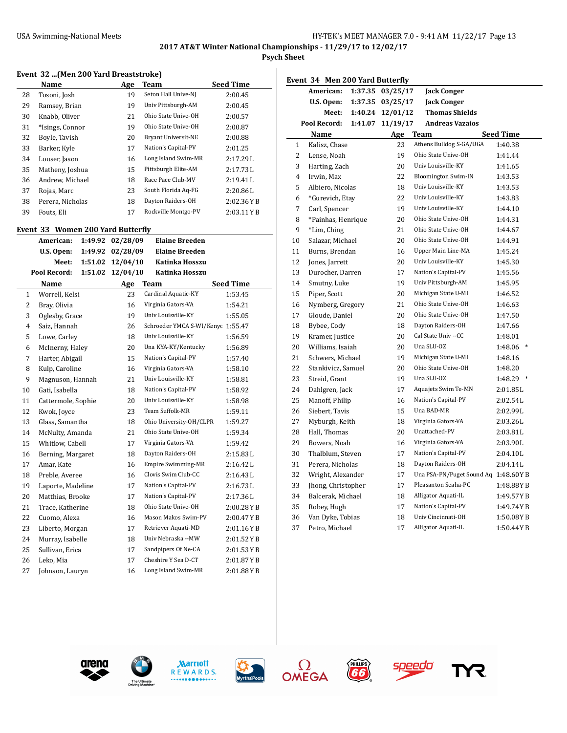# 2017 AT&T Winter National Championships - 11/29/17 to 12/02/17

## Psych Sheet

### Event 32 ...(Men 200 Yard Breaststroke)

| | Name | Age | Team | Seed Time |
|---|---|---|---|---|
| 28 | Tosoni, Josh | 19 | Seton Hall Unive-NJ | 2:00.45 |
| 29 | Ramsey, Brian | 19 | Univ Pittsburgh-AM | 2:00.45 |
| 30 | Knabb, Oliver | 21 | Ohio State Unive-OH | 2:00.57 |
| 31 | *Isings, Connor | 19 | Ohio State Unive-OH | 2:00.87 |
| 32 | Boyle, Tavish | 20 | Bryant Universit-NE | 2:00.88 |
| 33 | Barker, Kyle | 17 | Nation's Capital-PV | 2:01.25 |
| 34 | Louser, Jason | 16 | Long Island Swim-MR | 2:17.29 L |
| 35 | Matheny, Joshua | 15 | Pittsburgh Elite-AM | 2:17.73 L |
| 36 | Andrew, Michael | 18 | Race Pace Club-MV | 2:19.41 L |
| 37 | Rojas, Marc | 23 | South Florida Aq-FG | 2:20.86 L |
| 38 | Perera, Nicholas | 18 | Dayton Raiders-OH | 2:02.36 Y B |
| 39 | Fouts, Eli | 17 | Rockville Montgo-PV | 2:03.11 Y B |

### Event 33 Women 200 Yard Butterfly

| | | | |
|---|---|---|---|
| **American:** | 1:49.92 | 02/28/09 | Elaine Breeden |
| **U.S. Open:** | 1:49.92 | 02/28/09 | Elaine Breeden |
| **Meet:** | 1:51.02 | 12/04/10 | Katinka Hosszu |
| **Pool Record:** | 1:51.02 | 12/04/10 | Katinka Hosszu |

| | Name | Age | Team | Seed Time |
|---|---|---|---|---|
| 1 | Worrell, Kelsi | 23 | Cardinal Aquatic-KY | 1:53.45 |
| 2 | Bray, Olivia | 16 | Virginia Gators-VA | 1:54.21 |
| 3 | Oglesby, Grace | 19 | Univ Louisville-KY | 1:55.05 |
| 4 | Saiz, Hannah | 26 | Schroeder YMCA S-WI/Kenyc | 1:55.47 |
| 5 | Lowe, Carley | 18 | Univ Louisville-KY | 1:56.59 |
| 6 | McInerny, Haley | 20 | Una KYA-KY/Kentucky | 1:56.89 |
| 7 | Harter, Abigail | 15 | Nation's Capital-PV | 1:57.40 |
| 8 | Kulp, Caroline | 16 | Virginia Gators-VA | 1:58.10 |
| 9 | Magnuson, Hannah | 21 | Univ Louisville-KY | 1:58.81 |
| 10 | Gati, Isabella | 18 | Nation's Capital-PV | 1:58.92 |
| 11 | Cattermole, Sophie | 20 | Univ Louisville-KY | 1:58.98 |
| 12 | Kwok, Joyce | 23 | Team Suffolk-MR | 1:59.11 |
| 13 | Glass, Samantha | 18 | Ohio University-OH/CLPR | 1:59.27 |
| 14 | McNulty, Amanda | 21 | Ohio State Unive-OH | 1:59.34 |
| 15 | Whitlow, Cabell | 17 | Virginia Gators-VA | 1:59.42 |
| 16 | Berning, Margaret | 18 | Dayton Raiders-OH | 2:15.83 L |
| 17 | Amar, Kate | 16 | Empire Swimming-MR | 2:16.42 L |
| 18 | Preble, Averee | 16 | Clovis Swim Club-CC | 2:16.43 L |
| 19 | Laporte, Madeline | 17 | Nation's Capital-PV | 2:16.73 L |
| 20 | Matthias, Brooke | 17 | Nation's Capital-PV | 2:17.36 L |
| 21 | Trace, Katherine | 18 | Ohio State Unive-OH | 2:00.28 Y B |
| 22 | Cuomo, Alexa | 16 | Mason Makos Swim-PV | 2:00.47 Y B |
| 23 | Liberto, Morgan | 17 | Retriever Aquati-MD | 2:01.16 Y B |
| 24 | Murray, Isabelle | 18 | Univ Nebraska --MW | 2:01.52 Y B |
| 25 | Sullivan, Erica | 17 | Sandpipers Of Ne-CA | 2:01.53 Y B |
| 26 | Leko, Mia | 17 | Cheshire Y Sea D-CT | 2:01.87 Y B |
| 27 | Johnson, Lauryn | 16 | Long Island Swim-MR | 2:01.88 Y B |

### Event 34 Men 200 Yard Butterfly

| | | | |
|---|---|---|---|
| **American:** | 1:37.35 | 03/25/17 | Jack Conger |
| **U.S. Open:** | 1:37.35 | 03/25/17 | Jack Conger |
| **Meet:** | 1:40.24 | 12/01/12 | Thomas Shields |
| **Pool Record:** | 1:41.07 | 11/19/17 | Andreas Vazaios |

| | Name | Age | Team | Seed Time |
|---|---|---|---|---|
| 1 | Kalisz, Chase | 23 | Athens Bulldog S-GA/UGA | 1:40.38 |
| 2 | Lense, Noah | 19 | Ohio State Unive-OH | 1:41.44 |
| 3 | Harting, Zach | 20 | Univ Louisville-KY | 1:41.65 |
| 4 | Irwin, Max | 22 | Bloomington Swim-IN | 1:43.53 |
| 5 | Albiero, Nicolas | 18 | Univ Louisville-KY | 1:43.53 |
| 6 | *Gurevich, Etay | 22 | Univ Louisville-KY | 1:43.83 |
| 7 | Carl, Spencer | 19 | Univ Louisville-KY | 1:44.10 |
| 8 | *Painhas, Henrique | 20 | Ohio State Unive-OH | 1:44.31 |
| 9 | *Lim, Ching | 21 | Ohio State Unive-OH | 1:44.67 |
| 10 | Salazar, Michael | 20 | Ohio State Unive-OH | 1:44.91 |
| 11 | Burns, Brendan | 16 | Upper Main Line-MA | 1:45.24 |
| 12 | Jones, Jarrett | 20 | Univ Louisville-KY | 1:45.30 |
| 13 | Durocher, Darren | 17 | Nation's Capital-PV | 1:45.56 |
| 14 | Smutny, Luke | 19 | Univ Pittsburgh-AM | 1:45.95 |
| 15 | Piper, Scott | 20 | Michigan State U-MI | 1:46.52 |
| 16 | Nymberg, Gregory | 21 | Ohio State Unive-OH | 1:46.63 |
| 17 | Gloude, Daniel | 20 | Ohio State Unive-OH | 1:47.50 |
| 18 | Bybee, Cody | 18 | Dayton Raiders-OH | 1:47.66 |
| 19 | Kramer, Justice | 20 | Cal State Univ --CC | 1:48.01 |
| 20 | Williams, Isaiah | 20 | Una SLU-OZ | 1:48.06 * |
| 21 | Schwers, Michael | 19 | Michigan State U-MI | 1:48.16 |
| 22 | Stankivicz, Samuel | 20 | Ohio State Unive-OH | 1:48.20 |
| 23 | Streid, Grant | 19 | Una SLU-OZ | 1:48.29 * |
| 24 | Dahlgren, Jack | 17 | Aquajets Swim Te-MN | 2:01.85 L |
| 25 | Manoff, Philip | 16 | Nation's Capital-PV | 2:02.54 L |
| 26 | Siebert, Tavis | 15 | Una BAD-MR | 2:02.99 L |
| 27 | Myburgh, Keith | 18 | Virginia Gators-VA | 2:03.26 L |
| 28 | Hall, Thomas | 20 | Unattached-PV | 2:03.81 L |
| 29 | Bowers, Noah | 16 | Virginia Gators-VA | 2:03.90 L |
| 30 | Thalblum, Steven | 17 | Nation's Capital-PV | 2:04.10 L |
| 31 | Perera, Nicholas | 18 | Dayton Raiders-OH | 2:04.14 L |
| 32 | Wright, Alexander | 17 | Una PSA-PN/Puget Sound Aq | 1:48.60 Y B |
| 33 | Jhong, Christopher | 17 | Pleasanton Seaha-PC | 1:48.88 Y B |
| 34 | Balcerak, Michael | 18 | Alligator Aquati-IL | 1:49.57 Y B |
| 35 | Robey, Hugh | 17 | Nation's Capital-PV | 1:49.74 Y B |
| 36 | Van Dyke, Tobias | 18 | Univ Cincinnati-OH | 1:50.08 Y B |
| 37 | Petro, Michael | 17 | Alligator Aquati-IL | 1:50.44 Y B |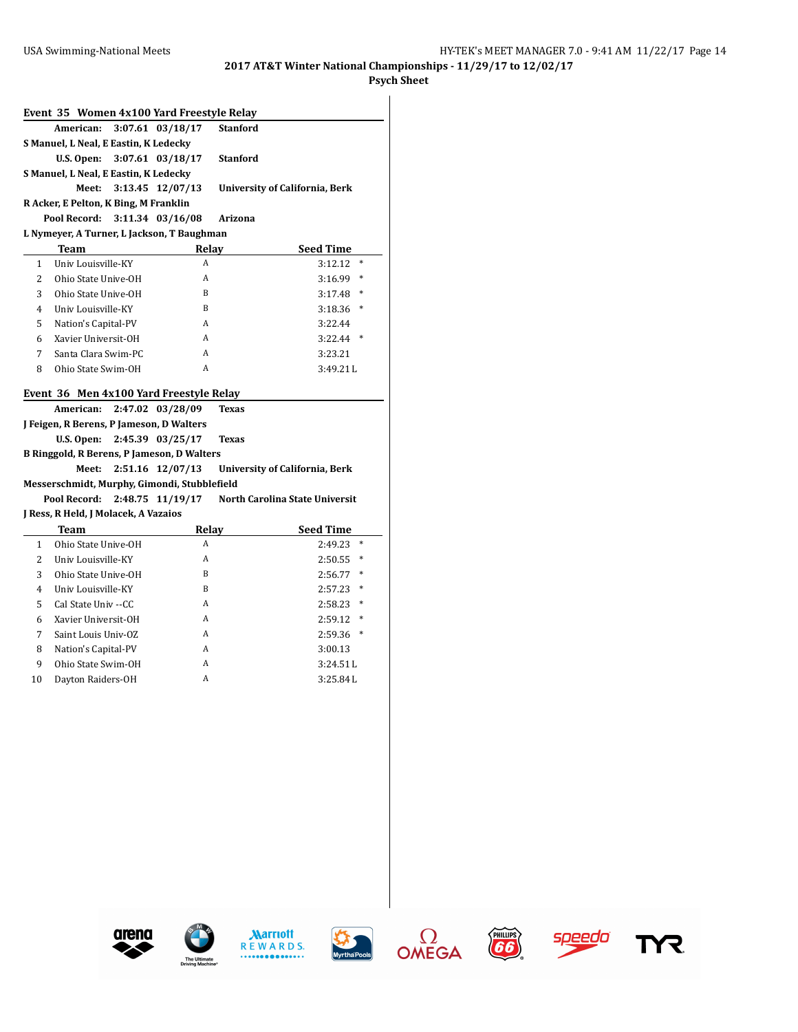## Event 35 Women 4x100 Yard Freestyle Relay

**American: 3:07.61 03/18/17 Stanford**
**S Manuel, L Neal, E Eastin, K Ledecky**
**U.S. Open: 3:07.61 03/18/17 Stanford**
**S Manuel, L Neal, E Eastin, K Ledecky**
**Meet: 3:13.45 12/07/13 University of California, Berk**
**R Acker, E Pelton, K Bing, M Franklin**
**Pool Record: 3:11.34 03/16/08 Arizona**
**L Nymeyer, A Turner, L Jackson, T Baughman**

| | Team | Relay | Seed Time |
|---|---|---|---|
| 1 | Univ Louisville-KY | A | 3:12.12 * |
| 2 | Ohio State Unive-OH | A | 3:16.99 * |
| 3 | Ohio State Unive-OH | B | 3:17.48 * |
| 4 | Univ Louisville-KY | B | 3:18.36 * |
| 5 | Nation's Capital-PV | A | 3:22.44 |
| 6 | Xavier Universit-OH | A | 3:22.44 * |
| 7 | Santa Clara Swim-PC | A | 3:23.21 |
| 8 | Ohio State Swim-OH | A | 3:49.21 L |

## Event 36 Men 4x100 Yard Freestyle Relay

**American: 2:47.02 03/28/09 Texas**
**J Feigen, R Berens, P Jameson, D Walters**
**U.S. Open: 2:45.39 03/25/17 Texas**
**B Ringgold, R Berens, P Jameson, D Walters**
**Meet: 2:51.16 12/07/13 University of California, Berk**
**Messerschmidt, Murphy, Gimondi, Stubblefield**
**Pool Record: 2:48.75 11/19/17 North Carolina State Universit**
**J Ress, R Held, J Molacek, A Vazaios**

| | Team | Relay | Seed Time |
|---|---|---|---|
| 1 | Ohio State Unive-OH | A | 2:49.23 * |
| 2 | Univ Louisville-KY | A | 2:50.55 * |
| 3 | Ohio State Unive-OH | B | 2:56.77 * |
| 4 | Univ Louisville-KY | B | 2:57.23 * |
| 5 | Cal State Univ --CC | A | 2:58.23 * |
| 6 | Xavier Universit-OH | A | 2:59.12 * |
| 7 | Saint Louis Univ-OZ | A | 2:59.36 * |
| 8 | Nation's Capital-PV | A | 3:00.13 |
| 9 | Ohio State Swim-OH | A | 3:24.51 L |
| 10 | Dayton Raiders-OH | A | 3:25.84 L |